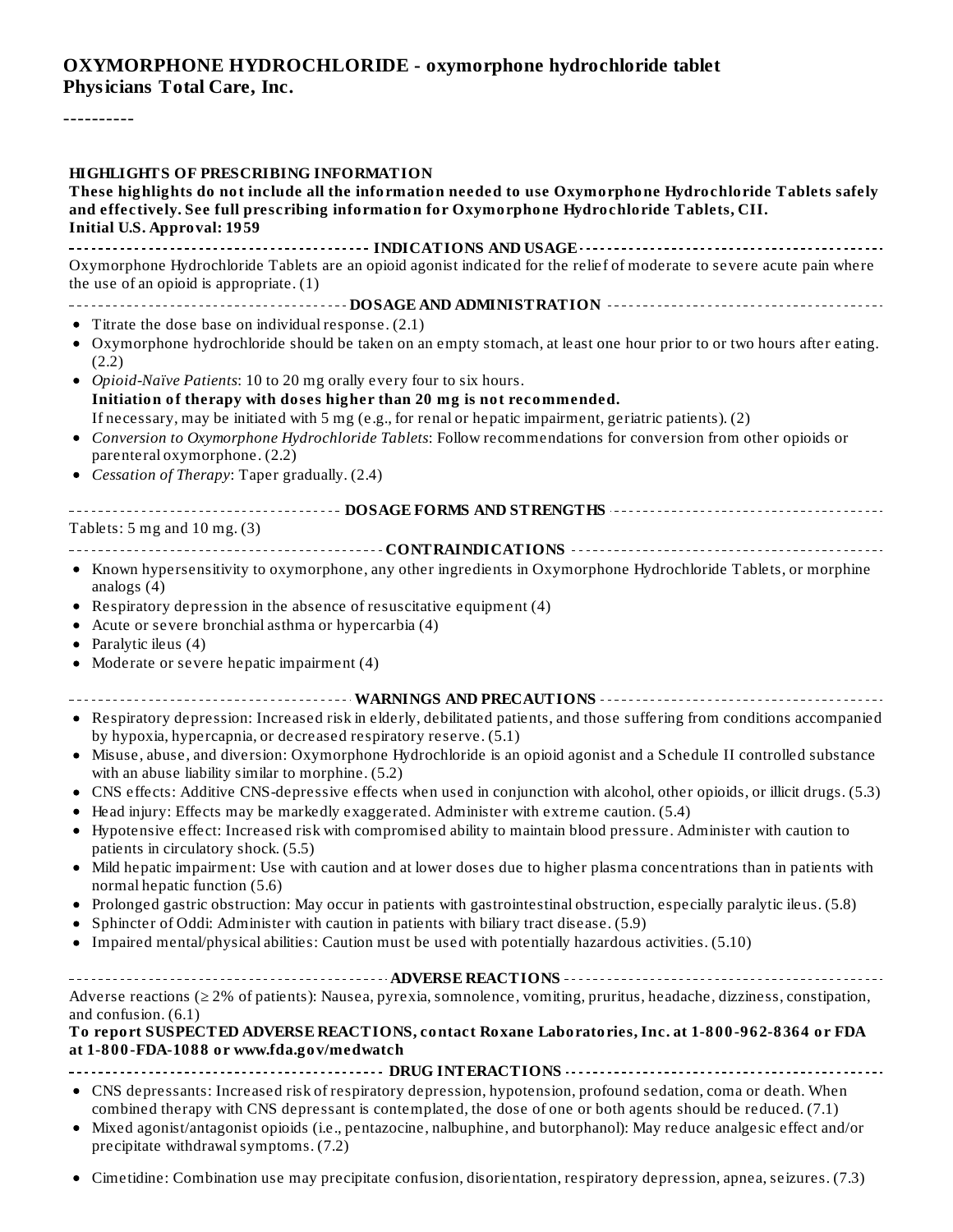# OXYMORPHONE HYDROCHLORIDE - oxymorphone hydrochloride tablet
**Physicians Total Care, Inc.**

----------

**HIGHLIGHTS OF PRESCRIBING INFORMATION**

**These highlights do not include all the information needed to use Oxymorphone Hydrochloride Tablets safely and effectively. See full prescribing information for Oxymorphone Hydrochloride Tablets, CII.**

**Initial U.S. Approval: 1959**

## INDICATIONS AND USAGE

Oxymorphone Hydrochloride Tablets are an opioid agonist indicated for the relief of moderate to severe acute pain where the use of an opioid is appropriate. (1)

## DOSAGE AND ADMINISTRATION

- Titrate the dose base on individual response. (2.1)
- Oxymorphone hydrochloride should be taken on an empty stomach, at least one hour prior to or two hours after eating. (2.2)
- *Opioid-Naïve Patients*: 10 to 20 mg orally every four to six hours.
  **Initiation of therapy with doses higher than 20 mg is not recommended.**
  If necessary, may be initiated with 5 mg (e.g., for renal or hepatic impairment, geriatric patients). (2)
- *Conversion to Oxymorphone Hydrochloride Tablets*: Follow recommendations for conversion from other opioids or parenteral oxymorphone. (2.2)
- *Cessation of Therapy*: Taper gradually. (2.4)

## DOSAGE FORMS AND STRENGTHS

Tablets: 5 mg and 10 mg. (3)

## CONTRAINDICATIONS

- Known hypersensitivity to oxymorphone, any other ingredients in Oxymorphone Hydrochloride Tablets, or morphine analogs (4)
- Respiratory depression in the absence of resuscitative equipment (4)
- Acute or severe bronchial asthma or hypercarbia (4)
- Paralytic ileus (4)
- Moderate or severe hepatic impairment (4)

## WARNINGS AND PRECAUTIONS

- Respiratory depression: Increased risk in elderly, debilitated patients, and those suffering from conditions accompanied by hypoxia, hypercapnia, or decreased respiratory reserve. (5.1)
- Misuse, abuse, and diversion: Oxymorphone Hydrochloride is an opioid agonist and a Schedule II controlled substance with an abuse liability similar to morphine. (5.2)
- CNS effects: Additive CNS-depressive effects when used in conjunction with alcohol, other opioids, or illicit drugs. (5.3)
- Head injury: Effects may be markedly exaggerated. Administer with extreme caution. (5.4)
- Hypotensive effect: Increased risk with compromised ability to maintain blood pressure. Administer with caution to patients in circulatory shock. (5.5)
- Mild hepatic impairment: Use with caution and at lower doses due to higher plasma concentrations than in patients with normal hepatic function (5.6)
- Prolonged gastric obstruction: May occur in patients with gastrointestinal obstruction, especially paralytic ileus. (5.8)
- Sphincter of Oddi: Administer with caution in patients with biliary tract disease. (5.9)
- Impaired mental/physical abilities: Caution must be used with potentially hazardous activities. (5.10)

## ADVERSE REACTIONS

Adverse reactions (≥ 2% of patients): Nausea, pyrexia, somnolence, vomiting, pruritus, headache, dizziness, constipation, and confusion. (6.1)

**To report SUSPECTED ADVERSE REACTIONS, contact Roxane Laboratories, Inc. at 1-800-962-8364 or FDA at 1-800-FDA-1088 or www.fda.gov/medwatch**

## DRUG INTERACTIONS

- CNS depressants: Increased risk of respiratory depression, hypotension, profound sedation, coma or death. When combined therapy with CNS depressant is contemplated, the dose of one or both agents should be reduced. (7.1)
- Mixed agonist/antagonist opioids (i.e., pentazocine, nalbuphine, and butorphanol): May reduce analgesic effect and/or precipitate withdrawal symptoms. (7.2)
- Cimetidine: Combination use may precipitate confusion, disorientation, respiratory depression, apnea, seizures. (7.3)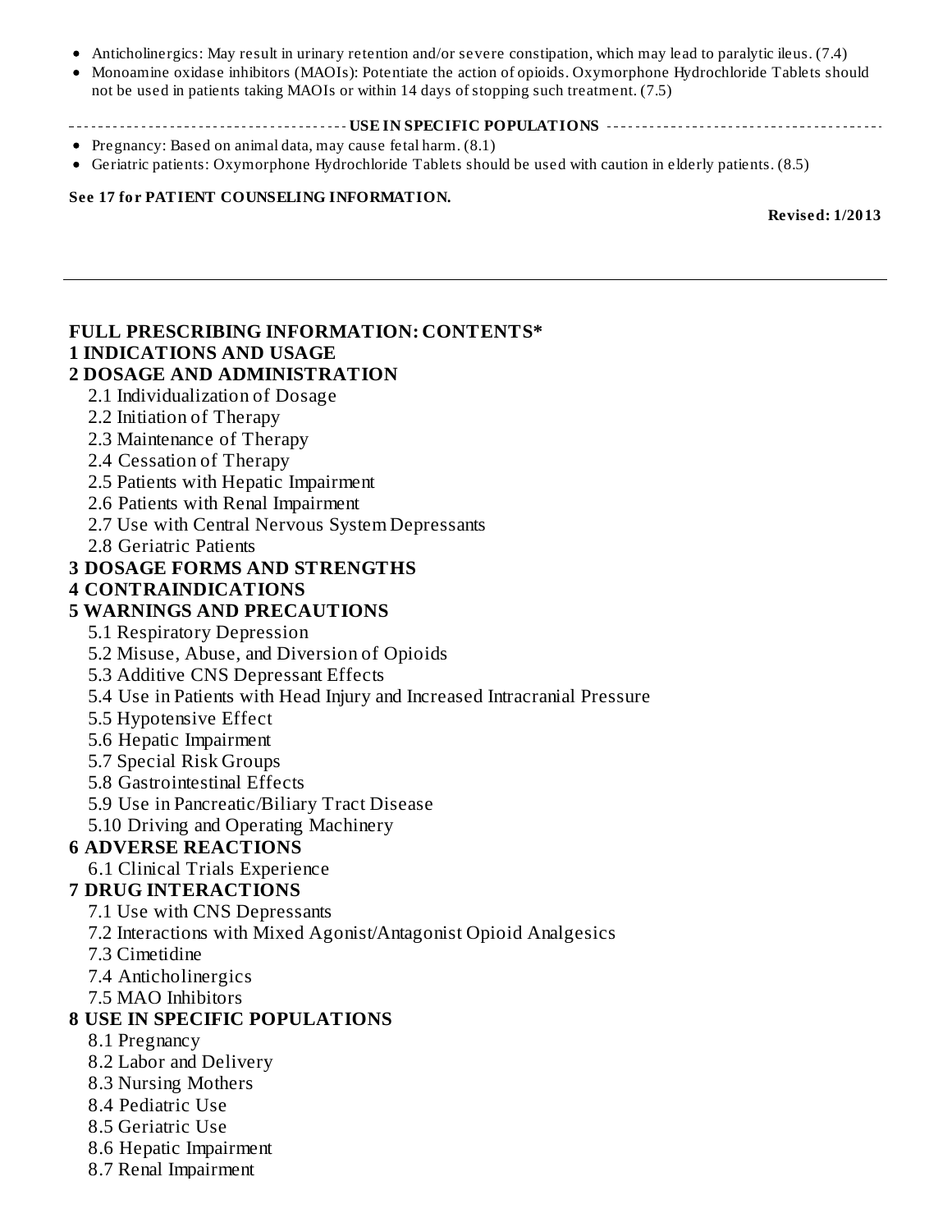- Anticholinergics: May result in urinary retention and/or severe constipation, which may lead to paralytic ileus. (7.4)
- Monoamine oxidase inhibitors (MAOIs): Potentiate the action of opioids. Oxymorphone Hydrochloride Tablets should not be used in patients taking MAOIs or within 14 days of stopping such treatment. (7.5)

**USE IN SPECIFIC POPULATIONS**

- Pregnancy: Based on animal data, may cause fetal harm. (8.1)
- Geriatric patients: Oxymorphone Hydrochloride Tablets should be used with caution in elderly patients. (8.5)

**See 17 for PATIENT COUNSELING INFORMATION.**

**Revised: 1/2013**

---

**FULL PRESCRIBING INFORMATION: CONTENTS***

**1 INDICATIONS AND USAGE**

**2 DOSAGE AND ADMINISTRATION**

- 2.1 Individualization of Dosage
- 2.2 Initiation of Therapy
- 2.3 Maintenance of Therapy
- 2.4 Cessation of Therapy
- 2.5 Patients with Hepatic Impairment
- 2.6 Patients with Renal Impairment
- 2.7 Use with Central Nervous System Depressants
- 2.8 Geriatric Patients

**3 DOSAGE FORMS AND STRENGTHS**

**4 CONTRAINDICATIONS**

**5 WARNINGS AND PRECAUTIONS**

- 5.1 Respiratory Depression
- 5.2 Misuse, Abuse, and Diversion of Opioids
- 5.3 Additive CNS Depressant Effects
- 5.4 Use in Patients with Head Injury and Increased Intracranial Pressure
- 5.5 Hypotensive Effect
- 5.6 Hepatic Impairment
- 5.7 Special Risk Groups
- 5.8 Gastrointestinal Effects
- 5.9 Use in Pancreatic/Biliary Tract Disease
- 5.10 Driving and Operating Machinery

**6 ADVERSE REACTIONS**

- 6.1 Clinical Trials Experience

**7 DRUG INTERACTIONS**

- 7.1 Use with CNS Depressants
- 7.2 Interactions with Mixed Agonist/Antagonist Opioid Analgesics
- 7.3 Cimetidine
- 7.4 Anticholinergics
- 7.5 MAO Inhibitors

**8 USE IN SPECIFIC POPULATIONS**

- 8.1 Pregnancy
- 8.2 Labor and Delivery
- 8.3 Nursing Mothers
- 8.4 Pediatric Use
- 8.5 Geriatric Use
- 8.6 Hepatic Impairment
- 8.7 Renal Impairment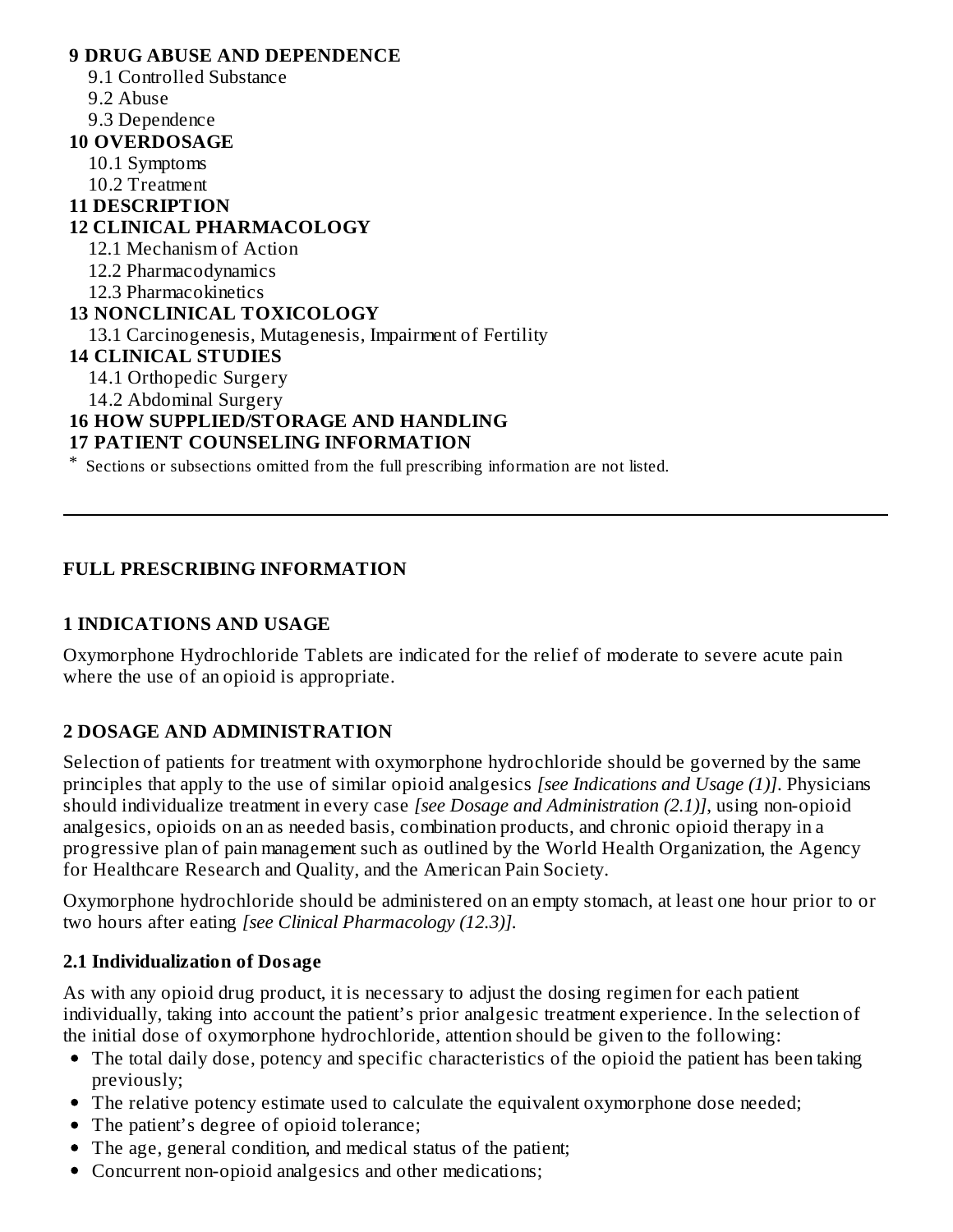**9 DRUG ABUSE AND DEPENDENCE**

9.1 Controlled Substance

9.2 Abuse

9.3 Dependence

**10 OVERDOSAGE**

10.1 Symptoms

10.2 Treatment

**11 DESCRIPTION**

**12 CLINICAL PHARMACOLOGY**

12.1 Mechanism of Action

12.2 Pharmacodynamics

12.3 Pharmacokinetics

**13 NONCLINICAL TOXICOLOGY**

13.1 Carcinogenesis, Mutagenesis, Impairment of Fertility

**14 CLINICAL STUDIES**

14.1 Orthopedic Surgery

14.2 Abdominal Surgery

**16 HOW SUPPLIED/STORAGE AND HANDLING**

**17 PATIENT COUNSELING INFORMATION**

\* Sections or subsections omitted from the full prescribing information are not listed.

---

# FULL PRESCRIBING INFORMATION

## 1 INDICATIONS AND USAGE

Oxymorphone Hydrochloride Tablets are indicated for the relief of moderate to severe acute pain where the use of an opioid is appropriate.

## 2 DOSAGE AND ADMINISTRATION

Selection of patients for treatment with oxymorphone hydrochloride should be governed by the same principles that apply to the use of similar opioid analgesics *[see Indications and Usage (1)]*. Physicians should individualize treatment in every case *[see Dosage and Administration (2.1)]*, using non-opioid analgesics, opioids on an as needed basis, combination products, and chronic opioid therapy in a progressive plan of pain management such as outlined by the World Health Organization, the Agency for Healthcare Research and Quality, and the American Pain Society.

Oxymorphone hydrochloride should be administered on an empty stomach, at least one hour prior to or two hours after eating *[see Clinical Pharmacology (12.3)]*.

### 2.1 Individualization of Dosage

As with any opioid drug product, it is necessary to adjust the dosing regimen for each patient individually, taking into account the patient's prior analgesic treatment experience. In the selection of the initial dose of oxymorphone hydrochloride, attention should be given to the following:

- The total daily dose, potency and specific characteristics of the opioid the patient has been taking previously;
- The relative potency estimate used to calculate the equivalent oxymorphone dose needed;
- The patient's degree of opioid tolerance;
- The age, general condition, and medical status of the patient;
- Concurrent non-opioid analgesics and other medications;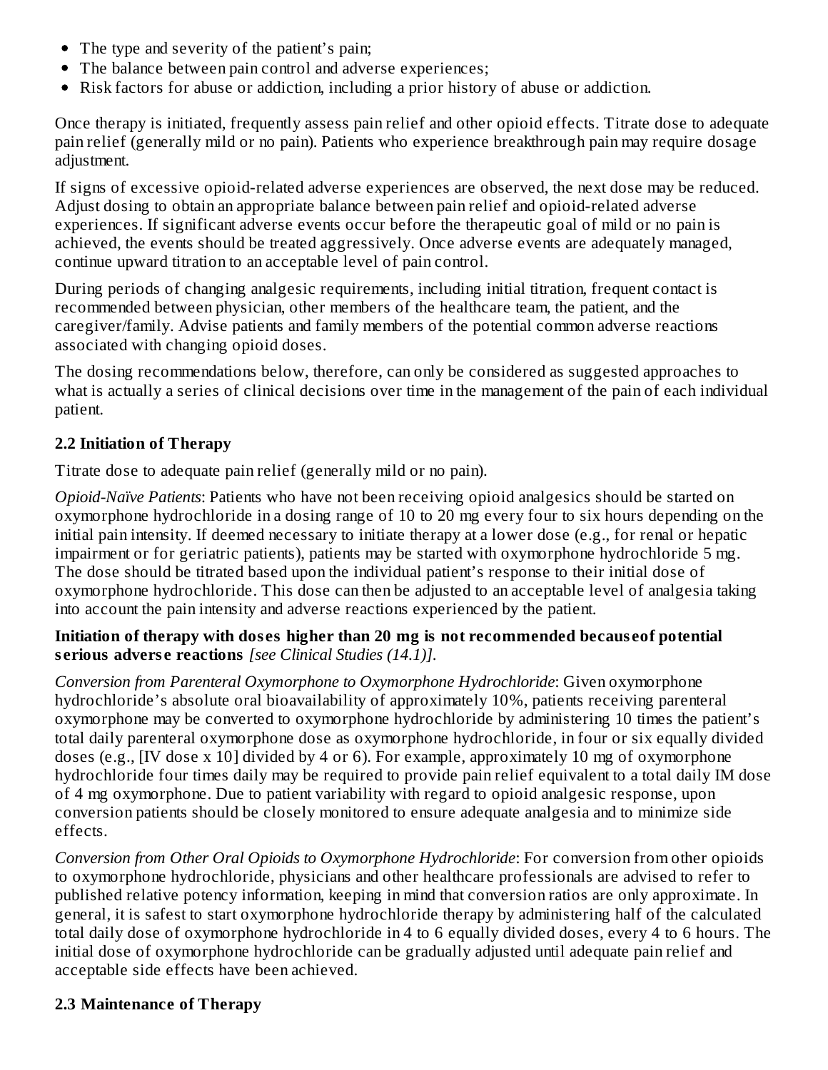- The type and severity of the patient's pain;
- The balance between pain control and adverse experiences;
- Risk factors for abuse or addiction, including a prior history of abuse or addiction.

Once therapy is initiated, frequently assess pain relief and other opioid effects. Titrate dose to adequate pain relief (generally mild or no pain). Patients who experience breakthrough pain may require dosage adjustment.

If signs of excessive opioid-related adverse experiences are observed, the next dose may be reduced. Adjust dosing to obtain an appropriate balance between pain relief and opioid-related adverse experiences. If significant adverse events occur before the therapeutic goal of mild or no pain is achieved, the events should be treated aggressively. Once adverse events are adequately managed, continue upward titration to an acceptable level of pain control.

During periods of changing analgesic requirements, including initial titration, frequent contact is recommended between physician, other members of the healthcare team, the patient, and the caregiver/family. Advise patients and family members of the potential common adverse reactions associated with changing opioid doses.

The dosing recommendations below, therefore, can only be considered as suggested approaches to what is actually a series of clinical decisions over time in the management of the pain of each individual patient.

## 2.2 Initiation of Therapy

Titrate dose to adequate pain relief (generally mild or no pain).

*Opioid-Naïve Patients*: Patients who have not been receiving opioid analgesics should be started on oxymorphone hydrochloride in a dosing range of 10 to 20 mg every four to six hours depending on the initial pain intensity. If deemed necessary to initiate therapy at a lower dose (e.g., for renal or hepatic impairment or for geriatric patients), patients may be started with oxymorphone hydrochloride 5 mg. The dose should be titrated based upon the individual patient's response to their initial dose of oxymorphone hydrochloride. This dose can then be adjusted to an acceptable level of analgesia taking into account the pain intensity and adverse reactions experienced by the patient.

**Initiation of therapy with doses higher than 20 mg is not recommended because of potential serious adverse reactions** *[see Clinical Studies (14.1)]*.

*Conversion from Parenteral Oxymorphone to Oxymorphone Hydrochloride*: Given oxymorphone hydrochloride's absolute oral bioavailability of approximately 10%, patients receiving parenteral oxymorphone may be converted to oxymorphone hydrochloride by administering 10 times the patient's total daily parenteral oxymorphone dose as oxymorphone hydrochloride, in four or six equally divided doses (e.g., [IV dose x 10] divided by 4 or 6). For example, approximately 10 mg of oxymorphone hydrochloride four times daily may be required to provide pain relief equivalent to a total daily IM dose of 4 mg oxymorphone. Due to patient variability with regard to opioid analgesic response, upon conversion patients should be closely monitored to ensure adequate analgesia and to minimize side effects.

*Conversion from Other Oral Opioids to Oxymorphone Hydrochloride*: For conversion from other opioids to oxymorphone hydrochloride, physicians and other healthcare professionals are advised to refer to published relative potency information, keeping in mind that conversion ratios are only approximate. In general, it is safest to start oxymorphone hydrochloride therapy by administering half of the calculated total daily dose of oxymorphone hydrochloride in 4 to 6 equally divided doses, every 4 to 6 hours. The initial dose of oxymorphone hydrochloride can be gradually adjusted until adequate pain relief and acceptable side effects have been achieved.

## 2.3 Maintenance of Therapy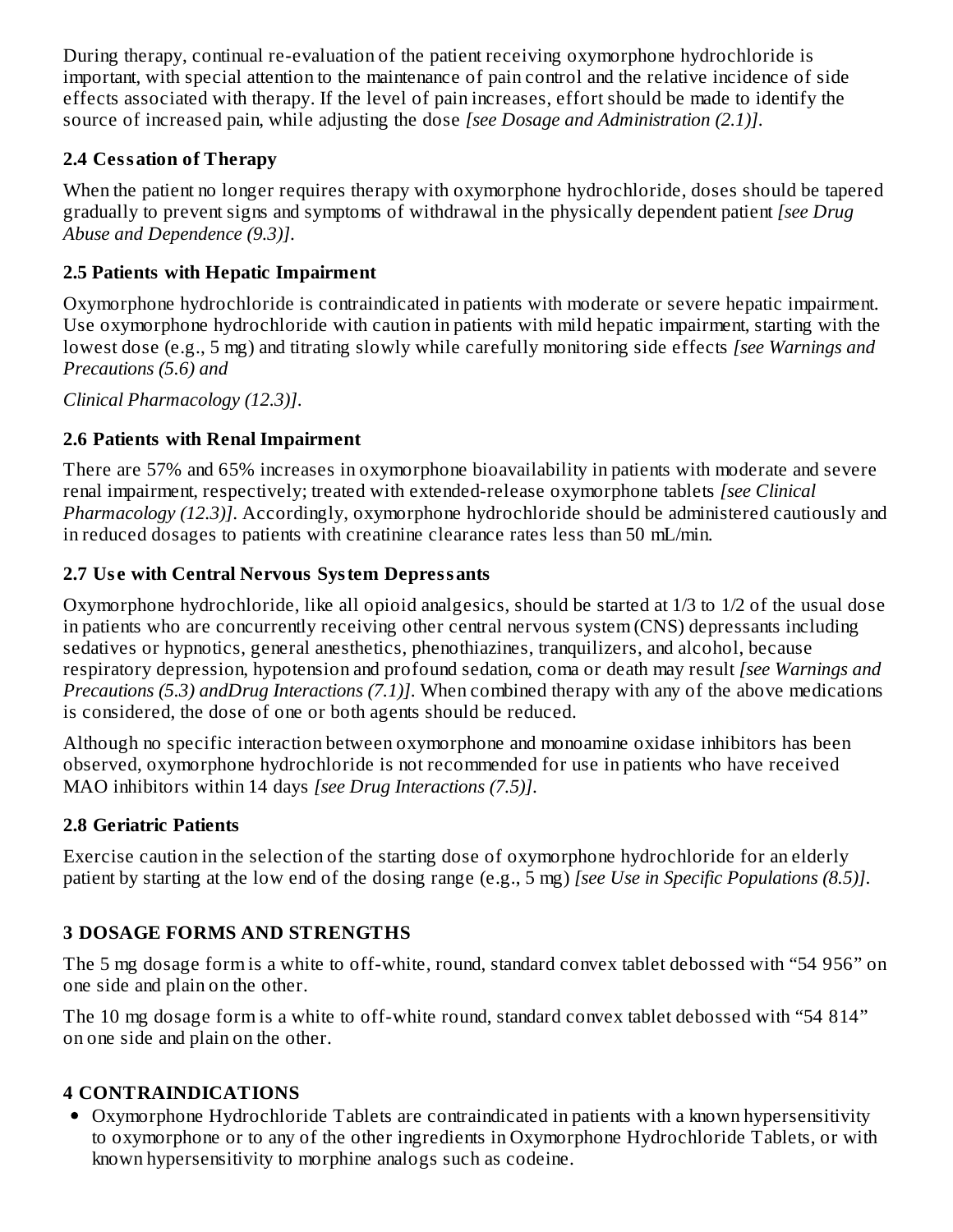During therapy, continual re-evaluation of the patient receiving oxymorphone hydrochloride is important, with special attention to the maintenance of pain control and the relative incidence of side effects associated with therapy. If the level of pain increases, effort should be made to identify the source of increased pain, while adjusting the dose *[see Dosage and Administration (2.1)]*.

### 2.4 Cessation of Therapy

When the patient no longer requires therapy with oxymorphone hydrochloride, doses should be tapered gradually to prevent signs and symptoms of withdrawal in the physically dependent patient *[see Drug Abuse and Dependence (9.3)]*.

### 2.5 Patients with Hepatic Impairment

Oxymorphone hydrochloride is contraindicated in patients with moderate or severe hepatic impairment. Use oxymorphone hydrochloride with caution in patients with mild hepatic impairment, starting with the lowest dose (e.g., 5 mg) and titrating slowly while carefully monitoring side effects *[see Warnings and Precautions (5.6) and*

*Clinical Pharmacology (12.3)]*.

### 2.6 Patients with Renal Impairment

There are 57% and 65% increases in oxymorphone bioavailability in patients with moderate and severe renal impairment, respectively; treated with extended-release oxymorphone tablets *[see Clinical Pharmacology (12.3)]*. Accordingly, oxymorphone hydrochloride should be administered cautiously and in reduced dosages to patients with creatinine clearance rates less than 50 mL/min.

### 2.7 Use with Central Nervous System Depressants

Oxymorphone hydrochloride, like all opioid analgesics, should be started at 1/3 to 1/2 of the usual dose in patients who are concurrently receiving other central nervous system (CNS) depressants including sedatives or hypnotics, general anesthetics, phenothiazines, tranquilizers, and alcohol, because respiratory depression, hypotension and profound sedation, coma or death may result *[see Warnings and Precautions (5.3) andDrug Interactions (7.1)]*. When combined therapy with any of the above medications is considered, the dose of one or both agents should be reduced.

Although no specific interaction between oxymorphone and monoamine oxidase inhibitors has been observed, oxymorphone hydrochloride is not recommended for use in patients who have received MAO inhibitors within 14 days *[see Drug Interactions (7.5)]*.

### 2.8 Geriatric Patients

Exercise caution in the selection of the starting dose of oxymorphone hydrochloride for an elderly patient by starting at the low end of the dosing range (e.g., 5 mg) *[see Use in Specific Populations (8.5)]*.

## 3 DOSAGE FORMS AND STRENGTHS

The 5 mg dosage form is a white to off-white, round, standard convex tablet debossed with "54 956" on one side and plain on the other.

The 10 mg dosage form is a white to off-white round, standard convex tablet debossed with "54 814" on one side and plain on the other.

## 4 CONTRAINDICATIONS

- Oxymorphone Hydrochloride Tablets are contraindicated in patients with a known hypersensitivity to oxymorphone or to any of the other ingredients in Oxymorphone Hydrochloride Tablets, or with known hypersensitivity to morphine analogs such as codeine.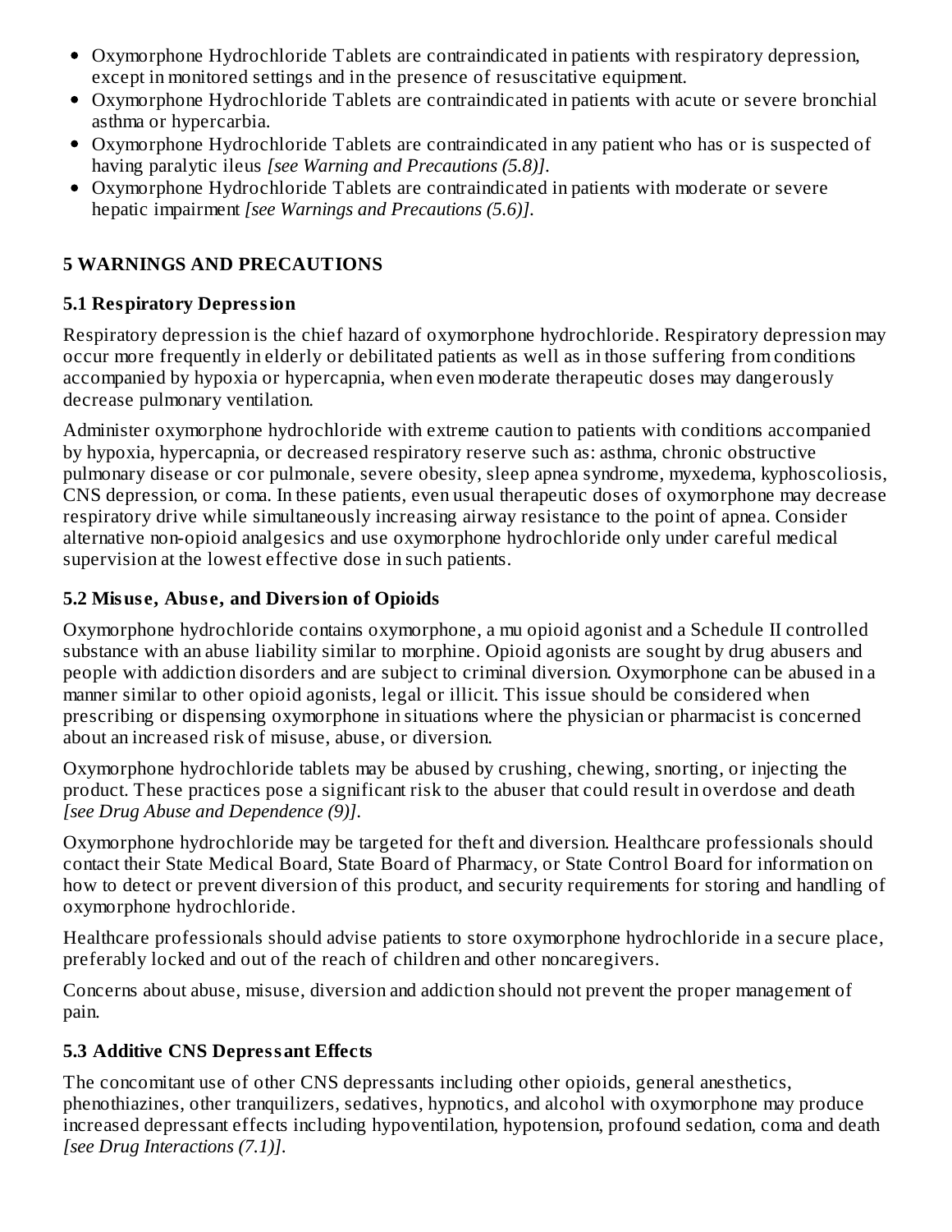- Oxymorphone Hydrochloride Tablets are contraindicated in patients with respiratory depression, except in monitored settings and in the presence of resuscitative equipment.
- Oxymorphone Hydrochloride Tablets are contraindicated in patients with acute or severe bronchial asthma or hypercarbia.
- Oxymorphone Hydrochloride Tablets are contraindicated in any patient who has or is suspected of having paralytic ileus *[see Warning and Precautions (5.8)]*.
- Oxymorphone Hydrochloride Tablets are contraindicated in patients with moderate or severe hepatic impairment *[see Warnings and Precautions (5.6)]*.

## 5 WARNINGS AND PRECAUTIONS

### 5.1 Respiratory Depression

Respiratory depression is the chief hazard of oxymorphone hydrochloride. Respiratory depression may occur more frequently in elderly or debilitated patients as well as in those suffering from conditions accompanied by hypoxia or hypercapnia, when even moderate therapeutic doses may dangerously decrease pulmonary ventilation.

Administer oxymorphone hydrochloride with extreme caution to patients with conditions accompanied by hypoxia, hypercapnia, or decreased respiratory reserve such as: asthma, chronic obstructive pulmonary disease or cor pulmonale, severe obesity, sleep apnea syndrome, myxedema, kyphoscoliosis, CNS depression, or coma. In these patients, even usual therapeutic doses of oxymorphone may decrease respiratory drive while simultaneously increasing airway resistance to the point of apnea. Consider alternative non-opioid analgesics and use oxymorphone hydrochloride only under careful medical supervision at the lowest effective dose in such patients.

### 5.2 Misuse, Abuse, and Diversion of Opioids

Oxymorphone hydrochloride contains oxymorphone, a mu opioid agonist and a Schedule II controlled substance with an abuse liability similar to morphine. Opioid agonists are sought by drug abusers and people with addiction disorders and are subject to criminal diversion. Oxymorphone can be abused in a manner similar to other opioid agonists, legal or illicit. This issue should be considered when prescribing or dispensing oxymorphone in situations where the physician or pharmacist is concerned about an increased risk of misuse, abuse, or diversion.

Oxymorphone hydrochloride tablets may be abused by crushing, chewing, snorting, or injecting the product. These practices pose a significant risk to the abuser that could result in overdose and death *[see Drug Abuse and Dependence (9)]*.

Oxymorphone hydrochloride may be targeted for theft and diversion. Healthcare professionals should contact their State Medical Board, State Board of Pharmacy, or State Control Board for information on how to detect or prevent diversion of this product, and security requirements for storing and handling of oxymorphone hydrochloride.

Healthcare professionals should advise patients to store oxymorphone hydrochloride in a secure place, preferably locked and out of the reach of children and other noncaregivers.

Concerns about abuse, misuse, diversion and addiction should not prevent the proper management of pain.

### 5.3 Additive CNS Depressant Effects

The concomitant use of other CNS depressants including other opioids, general anesthetics, phenothiazines, other tranquilizers, sedatives, hypnotics, and alcohol with oxymorphone may produce increased depressant effects including hypoventilation, hypotension, profound sedation, coma and death *[see Drug Interactions (7.1)]*.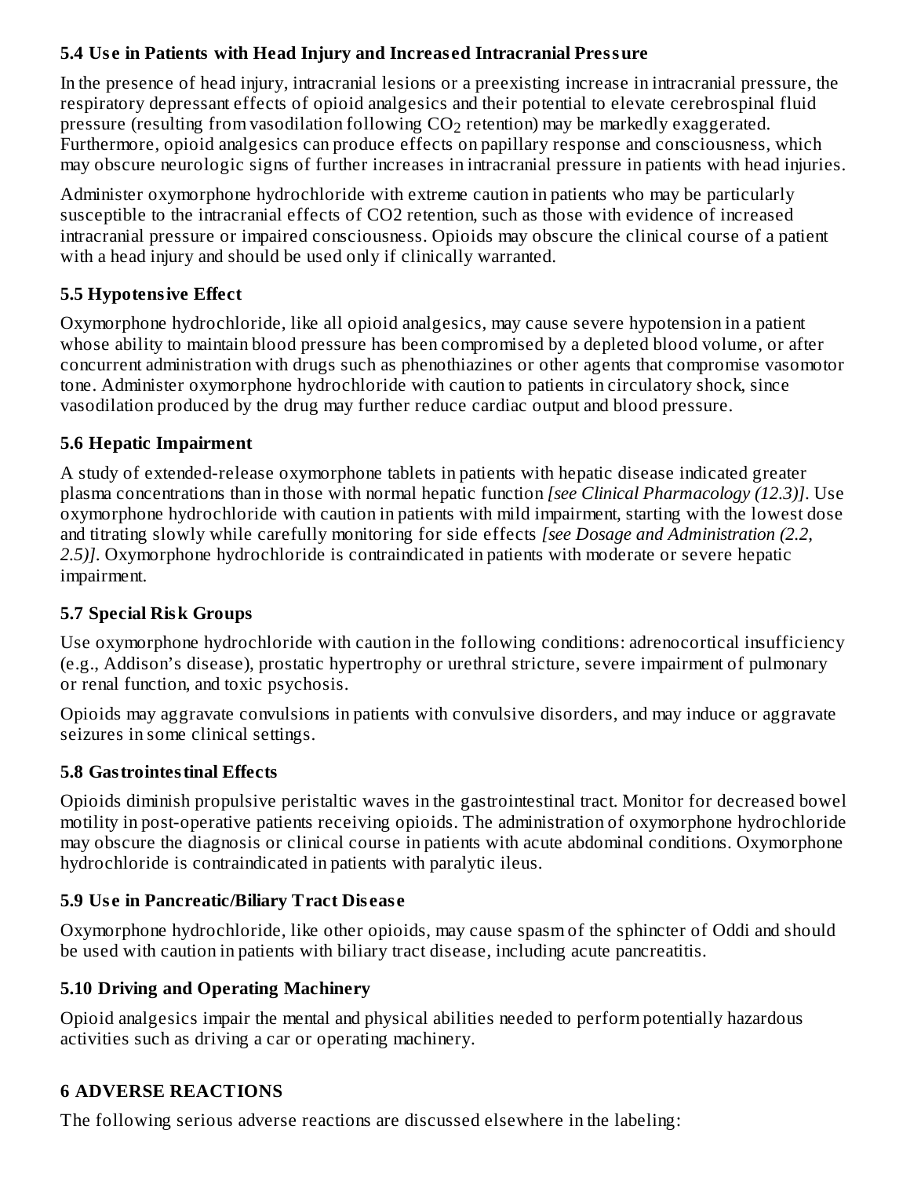### 5.4 Use in Patients with Head Injury and Increased Intracranial Pressure

In the presence of head injury, intracranial lesions or a preexisting increase in intracranial pressure, the respiratory depressant effects of opioid analgesics and their potential to elevate cerebrospinal fluid pressure (resulting from vasodilation following $CO_2$ retention) may be markedly exaggerated. Furthermore, opioid analgesics can produce effects on papillary response and consciousness, which may obscure neurologic signs of further increases in intracranial pressure in patients with head injuries.

Administer oxymorphone hydrochloride with extreme caution in patients who may be particularly susceptible to the intracranial effects of CO2 retention, such as those with evidence of increased intracranial pressure or impaired consciousness. Opioids may obscure the clinical course of a patient with a head injury and should be used only if clinically warranted.

### 5.5 Hypotensive Effect

Oxymorphone hydrochloride, like all opioid analgesics, may cause severe hypotension in a patient whose ability to maintain blood pressure has been compromised by a depleted blood volume, or after concurrent administration with drugs such as phenothiazines or other agents that compromise vasomotor tone. Administer oxymorphone hydrochloride with caution to patients in circulatory shock, since vasodilation produced by the drug may further reduce cardiac output and blood pressure.

### 5.6 Hepatic Impairment

A study of extended-release oxymorphone tablets in patients with hepatic disease indicated greater plasma concentrations than in those with normal hepatic function *[see Clinical Pharmacology (12.3)]*. Use oxymorphone hydrochloride with caution in patients with mild impairment, starting with the lowest dose and titrating slowly while carefully monitoring for side effects *[see Dosage and Administration (2.2, 2.5)]*. Oxymorphone hydrochloride is contraindicated in patients with moderate or severe hepatic impairment.

### 5.7 Special Risk Groups

Use oxymorphone hydrochloride with caution in the following conditions: adrenocortical insufficiency (e.g., Addison's disease), prostatic hypertrophy or urethral stricture, severe impairment of pulmonary or renal function, and toxic psychosis.

Opioids may aggravate convulsions in patients with convulsive disorders, and may induce or aggravate seizures in some clinical settings.

### 5.8 Gastrointestinal Effects

Opioids diminish propulsive peristaltic waves in the gastrointestinal tract. Monitor for decreased bowel motility in post-operative patients receiving opioids. The administration of oxymorphone hydrochloride may obscure the diagnosis or clinical course in patients with acute abdominal conditions. Oxymorphone hydrochloride is contraindicated in patients with paralytic ileus.

### 5.9 Use in Pancreatic/Biliary Tract Disease

Oxymorphone hydrochloride, like other opioids, may cause spasm of the sphincter of Oddi and should be used with caution in patients with biliary tract disease, including acute pancreatitis.

### 5.10 Driving and Operating Machinery

Opioid analgesics impair the mental and physical abilities needed to perform potentially hazardous activities such as driving a car or operating machinery.

## 6 ADVERSE REACTIONS

The following serious adverse reactions are discussed elsewhere in the labeling: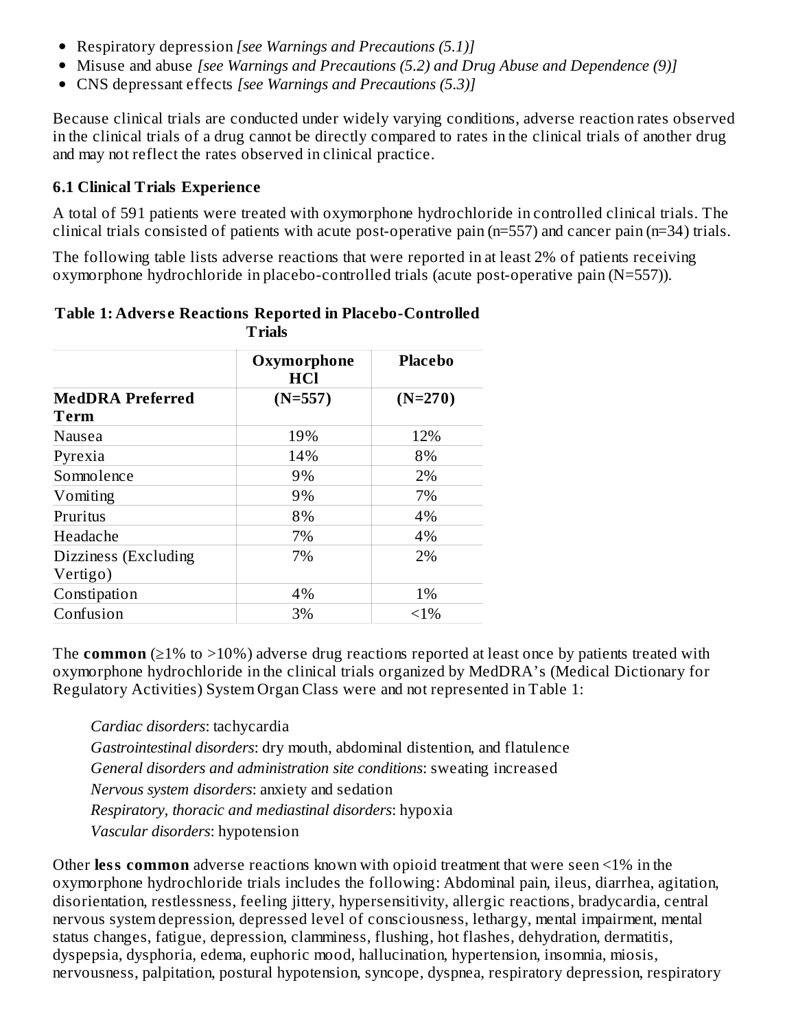- Respiratory depression *[see Warnings and Precautions (5.1)]*
- Misuse and abuse *[see Warnings and Precautions (5.2) and Drug Abuse and Dependence (9)]*
- CNS depressant effects *[see Warnings and Precautions (5.3)]*

Because clinical trials are conducted under widely varying conditions, adverse reaction rates observed in the clinical trials of a drug cannot be directly compared to rates in the clinical trials of another drug and may not reflect the rates observed in clinical practice.

### 6.1 Clinical Trials Experience

A total of 591 patients were treated with oxymorphone hydrochloride in controlled clinical trials. The clinical trials consisted of patients with acute post-operative pain (n=557) and cancer pain (n=34) trials.

The following table lists adverse reactions that were reported in at least 2% of patients receiving oxymorphone hydrochloride in placebo-controlled trials (acute post-operative pain (N=557)).

**Table 1: Adverse Reactions Reported in Placebo-Controlled Trials**

| | Oxymorphone HCl | Placebo |
|---|---|---|
| **MedDRA Preferred Term** | **(N=557)** | **(N=270)** |
| Nausea | 19% | 12% |
| Pyrexia | 14% | 8% |
| Somnolence | 9% | 2% |
| Vomiting | 9% | 7% |
| Pruritus | 8% | 4% |
| Headache | 7% | 4% |
| Dizziness (Excluding Vertigo) | 7% | 2% |
| Constipation | 4% | 1% |
| Confusion | 3% | <1% |

The **common** (≥1% to >10%) adverse drug reactions reported at least once by patients treated with oxymorphone hydrochloride in the clinical trials organized by MedDRA's (Medical Dictionary for Regulatory Activities) System Organ Class were and not represented in Table 1:

*Cardiac disorders*: tachycardia
*Gastrointestinal disorders*: dry mouth, abdominal distention, and flatulence
*General disorders and administration site conditions*: sweating increased
*Nervous system disorders*: anxiety and sedation
*Respiratory, thoracic and mediastinal disorders*: hypoxia
*Vascular disorders*: hypotension

Other **less common** adverse reactions known with opioid treatment that were seen <1% in the oxymorphone hydrochloride trials includes the following: Abdominal pain, ileus, diarrhea, agitation, disorientation, restlessness, feeling jittery, hypersensitivity, allergic reactions, bradycardia, central nervous system depression, depressed level of consciousness, lethargy, mental impairment, mental status changes, fatigue, depression, clamminess, flushing, hot flashes, dehydration, dermatitis, dyspepsia, dysphoria, edema, euphoric mood, hallucination, hypertension, insomnia, miosis, nervousness, palpitation, postural hypotension, syncope, dyspnea, respiratory depression, respiratory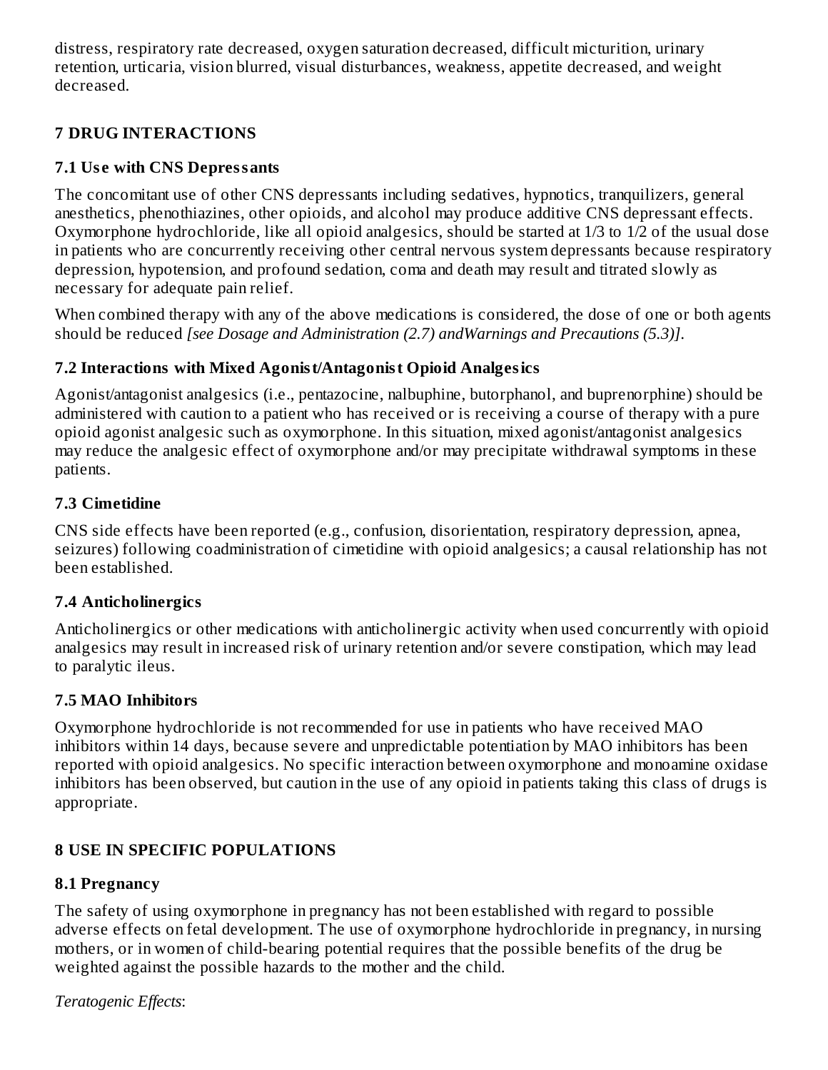distress, respiratory rate decreased, oxygen saturation decreased, difficult micturition, urinary retention, urticaria, vision blurred, visual disturbances, weakness, appetite decreased, and weight decreased.

## 7 DRUG INTERACTIONS

### 7.1 Use with CNS Depressants

The concomitant use of other CNS depressants including sedatives, hypnotics, tranquilizers, general anesthetics, phenothiazines, other opioids, and alcohol may produce additive CNS depressant effects. Oxymorphone hydrochloride, like all opioid analgesics, should be started at 1/3 to 1/2 of the usual dose in patients who are concurrently receiving other central nervous system depressants because respiratory depression, hypotension, and profound sedation, coma and death may result and titrated slowly as necessary for adequate pain relief.

When combined therapy with any of the above medications is considered, the dose of one or both agents should be reduced *[see Dosage and Administration (2.7) andWarnings and Precautions (5.3)]*.

### 7.2 Interactions with Mixed Agonist/Antagonist Opioid Analgesics

Agonist/antagonist analgesics (i.e., pentazocine, nalbuphine, butorphanol, and buprenorphine) should be administered with caution to a patient who has received or is receiving a course of therapy with a pure opioid agonist analgesic such as oxymorphone. In this situation, mixed agonist/antagonist analgesics may reduce the analgesic effect of oxymorphone and/or may precipitate withdrawal symptoms in these patients.

### 7.3 Cimetidine

CNS side effects have been reported (e.g., confusion, disorientation, respiratory depression, apnea, seizures) following coadministration of cimetidine with opioid analgesics; a causal relationship has not been established.

### 7.4 Anticholinergics

Anticholinergics or other medications with anticholinergic activity when used concurrently with opioid analgesics may result in increased risk of urinary retention and/or severe constipation, which may lead to paralytic ileus.

### 7.5 MAO Inhibitors

Oxymorphone hydrochloride is not recommended for use in patients who have received MAO inhibitors within 14 days, because severe and unpredictable potentiation by MAO inhibitors has been reported with opioid analgesics. No specific interaction between oxymorphone and monoamine oxidase inhibitors has been observed, but caution in the use of any opioid in patients taking this class of drugs is appropriate.

## 8 USE IN SPECIFIC POPULATIONS

### 8.1 Pregnancy

The safety of using oxymorphone in pregnancy has not been established with regard to possible adverse effects on fetal development. The use of oxymorphone hydrochloride in pregnancy, in nursing mothers, or in women of child-bearing potential requires that the possible benefits of the drug be weighted against the possible hazards to the mother and the child.

*Teratogenic Effects*: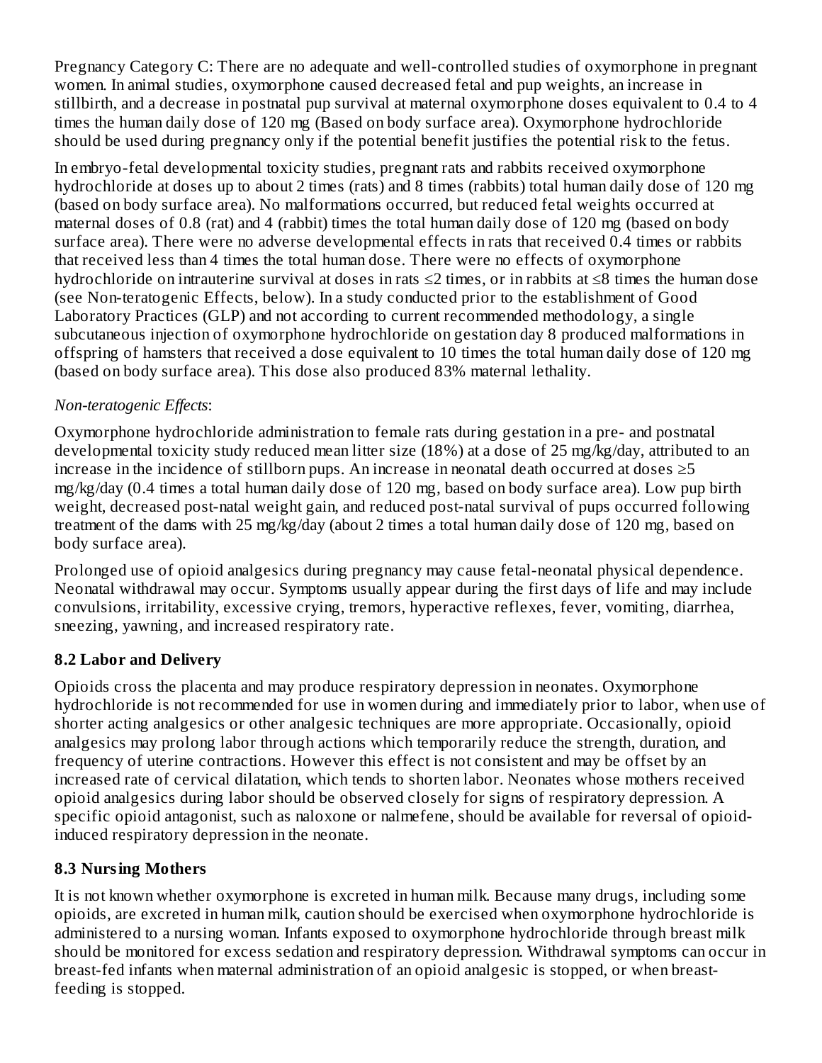Pregnancy Category C: There are no adequate and well-controlled studies of oxymorphone in pregnant women. In animal studies, oxymorphone caused decreased fetal and pup weights, an increase in stillbirth, and a decrease in postnatal pup survival at maternal oxymorphone doses equivalent to 0.4 to 4 times the human daily dose of 120 mg (Based on body surface area). Oxymorphone hydrochloride should be used during pregnancy only if the potential benefit justifies the potential risk to the fetus.

In embryo-fetal developmental toxicity studies, pregnant rats and rabbits received oxymorphone hydrochloride at doses up to about 2 times (rats) and 8 times (rabbits) total human daily dose of 120 mg (based on body surface area). No malformations occurred, but reduced fetal weights occurred at maternal doses of 0.8 (rat) and 4 (rabbit) times the total human daily dose of 120 mg (based on body surface area). There were no adverse developmental effects in rats that received 0.4 times or rabbits that received less than 4 times the total human dose. There were no effects of oxymorphone hydrochloride on intrauterine survival at doses in rats ≤2 times, or in rabbits at ≤8 times the human dose (see Non-teratogenic Effects, below). In a study conducted prior to the establishment of Good Laboratory Practices (GLP) and not according to current recommended methodology, a single subcutaneous injection of oxymorphone hydrochloride on gestation day 8 produced malformations in offspring of hamsters that received a dose equivalent to 10 times the total human daily dose of 120 mg (based on body surface area). This dose also produced 83% maternal lethality.

*Non-teratogenic Effects*:

Oxymorphone hydrochloride administration to female rats during gestation in a pre- and postnatal developmental toxicity study reduced mean litter size (18%) at a dose of 25 mg/kg/day, attributed to an increase in the incidence of stillborn pups. An increase in neonatal death occurred at doses ≥5 mg/kg/day (0.4 times a total human daily dose of 120 mg, based on body surface area). Low pup birth weight, decreased post-natal weight gain, and reduced post-natal survival of pups occurred following treatment of the dams with 25 mg/kg/day (about 2 times a total human daily dose of 120 mg, based on body surface area).

Prolonged use of opioid analgesics during pregnancy may cause fetal-neonatal physical dependence. Neonatal withdrawal may occur. Symptoms usually appear during the first days of life and may include convulsions, irritability, excessive crying, tremors, hyperactive reflexes, fever, vomiting, diarrhea, sneezing, yawning, and increased respiratory rate.

## 8.2 Labor and Delivery

Opioids cross the placenta and may produce respiratory depression in neonates. Oxymorphone hydrochloride is not recommended for use in women during and immediately prior to labor, when use of shorter acting analgesics or other analgesic techniques are more appropriate. Occasionally, opioid analgesics may prolong labor through actions which temporarily reduce the strength, duration, and frequency of uterine contractions. However this effect is not consistent and may be offset by an increased rate of cervical dilatation, which tends to shorten labor. Neonates whose mothers received opioid analgesics during labor should be observed closely for signs of respiratory depression. A specific opioid antagonist, such as naloxone or nalmefene, should be available for reversal of opioid-induced respiratory depression in the neonate.

## 8.3 Nursing Mothers

It is not known whether oxymorphone is excreted in human milk. Because many drugs, including some opioids, are excreted in human milk, caution should be exercised when oxymorphone hydrochloride is administered to a nursing woman. Infants exposed to oxymorphone hydrochloride through breast milk should be monitored for excess sedation and respiratory depression. Withdrawal symptoms can occur in breast-fed infants when maternal administration of an opioid analgesic is stopped, or when breast-feeding is stopped.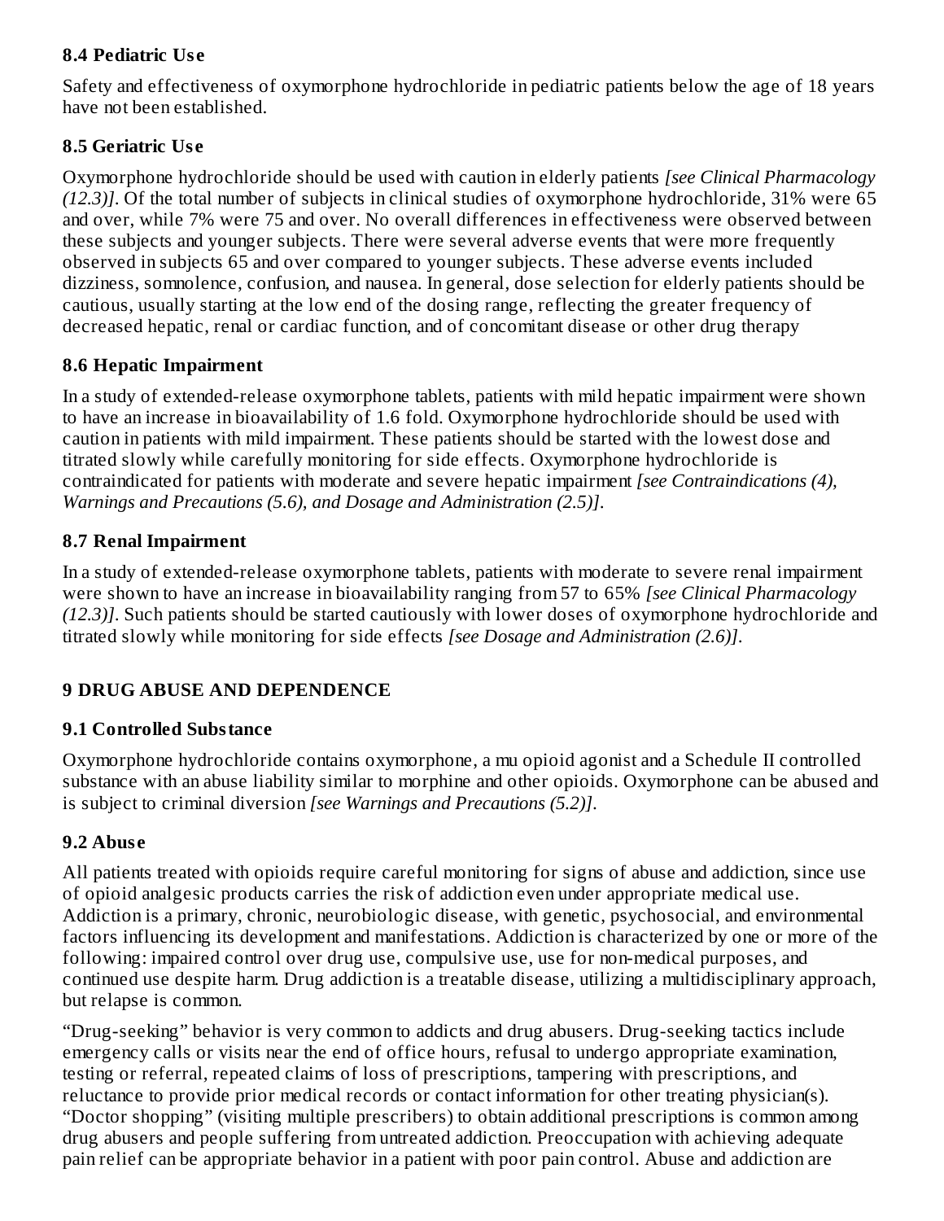### 8.4 Pediatric Use

Safety and effectiveness of oxymorphone hydrochloride in pediatric patients below the age of 18 years have not been established.

### 8.5 Geriatric Use

Oxymorphone hydrochloride should be used with caution in elderly patients *[see Clinical Pharmacology (12.3)]*. Of the total number of subjects in clinical studies of oxymorphone hydrochloride, 31% were 65 and over, while 7% were 75 and over. No overall differences in effectiveness were observed between these subjects and younger subjects. There were several adverse events that were more frequently observed in subjects 65 and over compared to younger subjects. These adverse events included dizziness, somnolence, confusion, and nausea. In general, dose selection for elderly patients should be cautious, usually starting at the low end of the dosing range, reflecting the greater frequency of decreased hepatic, renal or cardiac function, and of concomitant disease or other drug therapy

### 8.6 Hepatic Impairment

In a study of extended-release oxymorphone tablets, patients with mild hepatic impairment were shown to have an increase in bioavailability of 1.6 fold. Oxymorphone hydrochloride should be used with caution in patients with mild impairment. These patients should be started with the lowest dose and titrated slowly while carefully monitoring for side effects. Oxymorphone hydrochloride is contraindicated for patients with moderate and severe hepatic impairment *[see Contraindications (4), Warnings and Precautions (5.6), and Dosage and Administration (2.5)]*.

### 8.7 Renal Impairment

In a study of extended-release oxymorphone tablets, patients with moderate to severe renal impairment were shown to have an increase in bioavailability ranging from 57 to 65% *[see Clinical Pharmacology (12.3)]*. Such patients should be started cautiously with lower doses of oxymorphone hydrochloride and titrated slowly while monitoring for side effects *[see Dosage and Administration (2.6)]*.

## 9 DRUG ABUSE AND DEPENDENCE

### 9.1 Controlled Substance

Oxymorphone hydrochloride contains oxymorphone, a mu opioid agonist and a Schedule II controlled substance with an abuse liability similar to morphine and other opioids. Oxymorphone can be abused and is subject to criminal diversion *[see Warnings and Precautions (5.2)]*.

### 9.2 Abuse

All patients treated with opioids require careful monitoring for signs of abuse and addiction, since use of opioid analgesic products carries the risk of addiction even under appropriate medical use. Addiction is a primary, chronic, neurobiologic disease, with genetic, psychosocial, and environmental factors influencing its development and manifestations. Addiction is characterized by one or more of the following: impaired control over drug use, compulsive use, use for non-medical purposes, and continued use despite harm. Drug addiction is a treatable disease, utilizing a multidisciplinary approach, but relapse is common.

"Drug-seeking" behavior is very common to addicts and drug abusers. Drug-seeking tactics include emergency calls or visits near the end of office hours, refusal to undergo appropriate examination, testing or referral, repeated claims of loss of prescriptions, tampering with prescriptions, and reluctance to provide prior medical records or contact information for other treating physician(s). "Doctor shopping" (visiting multiple prescribers) to obtain additional prescriptions is common among drug abusers and people suffering from untreated addiction. Preoccupation with achieving adequate pain relief can be appropriate behavior in a patient with poor pain control. Abuse and addiction are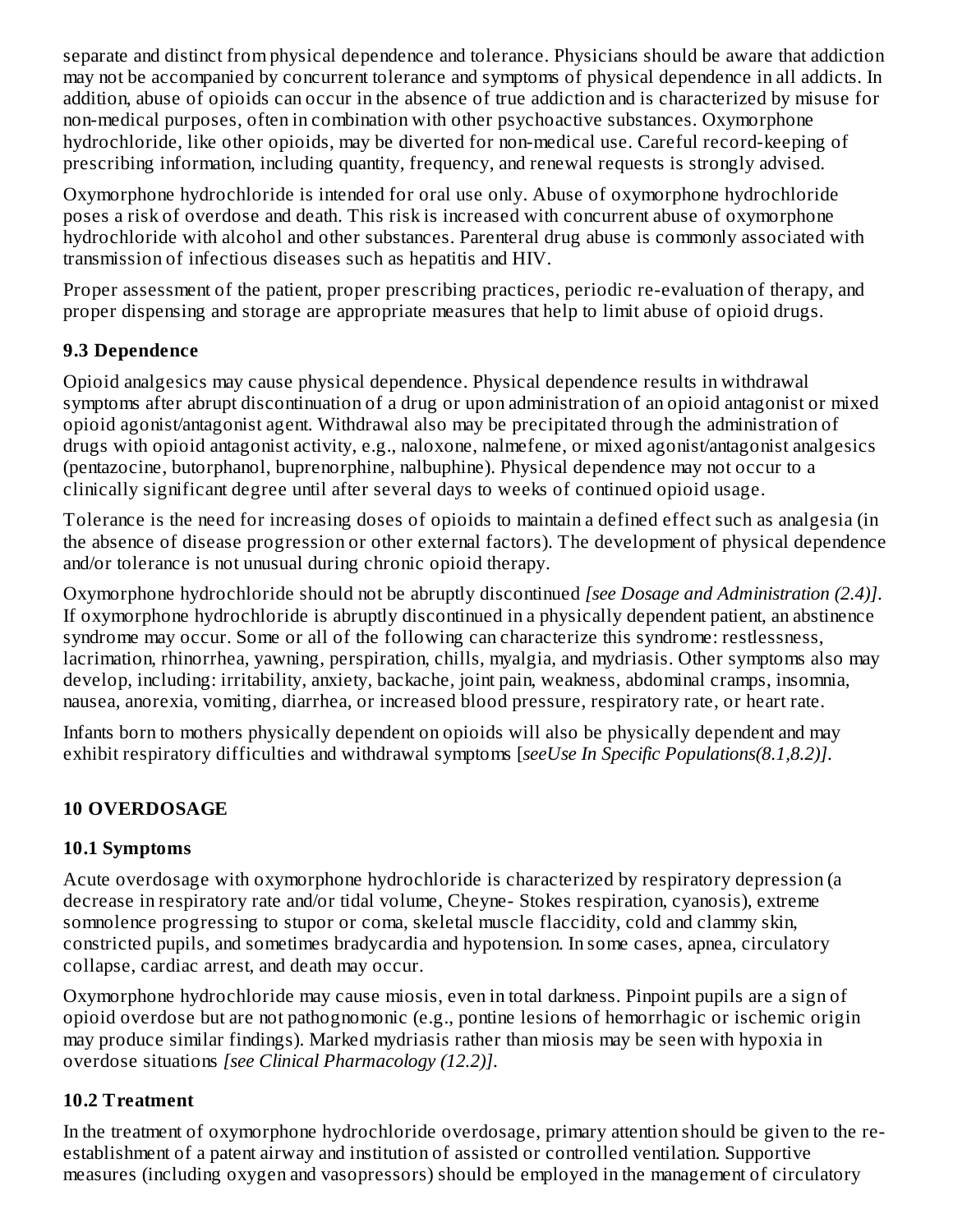separate and distinct from physical dependence and tolerance. Physicians should be aware that addiction may not be accompanied by concurrent tolerance and symptoms of physical dependence in all addicts. In addition, abuse of opioids can occur in the absence of true addiction and is characterized by misuse for non-medical purposes, often in combination with other psychoactive substances. Oxymorphone hydrochloride, like other opioids, may be diverted for non-medical use. Careful record-keeping of prescribing information, including quantity, frequency, and renewal requests is strongly advised.

Oxymorphone hydrochloride is intended for oral use only. Abuse of oxymorphone hydrochloride poses a risk of overdose and death. This risk is increased with concurrent abuse of oxymorphone hydrochloride with alcohol and other substances. Parenteral drug abuse is commonly associated with transmission of infectious diseases such as hepatitis and HIV.

Proper assessment of the patient, proper prescribing practices, periodic re-evaluation of therapy, and proper dispensing and storage are appropriate measures that help to limit abuse of opioid drugs.

### 9.3 Dependence

Opioid analgesics may cause physical dependence. Physical dependence results in withdrawal symptoms after abrupt discontinuation of a drug or upon administration of an opioid antagonist or mixed opioid agonist/antagonist agent. Withdrawal also may be precipitated through the administration of drugs with opioid antagonist activity, e.g., naloxone, nalmefene, or mixed agonist/antagonist analgesics (pentazocine, butorphanol, buprenorphine, nalbuphine). Physical dependence may not occur to a clinically significant degree until after several days to weeks of continued opioid usage.

Tolerance is the need for increasing doses of opioids to maintain a defined effect such as analgesia (in the absence of disease progression or other external factors). The development of physical dependence and/or tolerance is not unusual during chronic opioid therapy.

Oxymorphone hydrochloride should not be abruptly discontinued *[see Dosage and Administration (2.4)]*. If oxymorphone hydrochloride is abruptly discontinued in a physically dependent patient, an abstinence syndrome may occur. Some or all of the following can characterize this syndrome: restlessness, lacrimation, rhinorrhea, yawning, perspiration, chills, myalgia, and mydriasis. Other symptoms also may develop, including: irritability, anxiety, backache, joint pain, weakness, abdominal cramps, insomnia, nausea, anorexia, vomiting, diarrhea, or increased blood pressure, respiratory rate, or heart rate.

Infants born to mothers physically dependent on opioids will also be physically dependent and may exhibit respiratory difficulties and withdrawal symptoms [*seeUse In Specific Populations(8.1,8.2)]*.

## 10 OVERDOSAGE

### 10.1 Symptoms

Acute overdosage with oxymorphone hydrochloride is characterized by respiratory depression (a decrease in respiratory rate and/or tidal volume, Cheyne- Stokes respiration, cyanosis), extreme somnolence progressing to stupor or coma, skeletal muscle flaccidity, cold and clammy skin, constricted pupils, and sometimes bradycardia and hypotension. In some cases, apnea, circulatory collapse, cardiac arrest, and death may occur.

Oxymorphone hydrochloride may cause miosis, even in total darkness. Pinpoint pupils are a sign of opioid overdose but are not pathognomonic (e.g., pontine lesions of hemorrhagic or ischemic origin may produce similar findings). Marked mydriasis rather than miosis may be seen with hypoxia in overdose situations *[see Clinical Pharmacology (12.2)]*.

### 10.2 Treatment

In the treatment of oxymorphone hydrochloride overdosage, primary attention should be given to the re-establishment of a patent airway and institution of assisted or controlled ventilation. Supportive measures (including oxygen and vasopressors) should be employed in the management of circulatory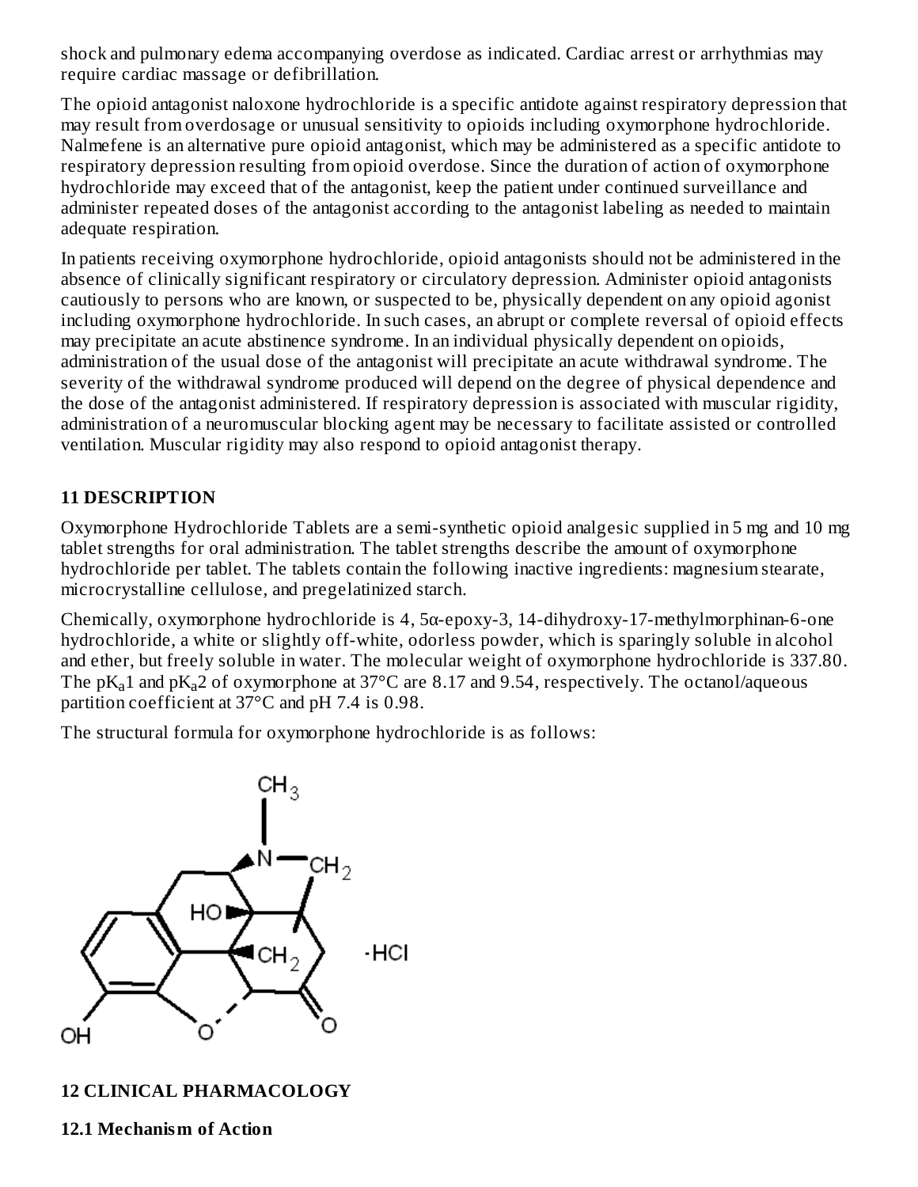shock and pulmonary edema accompanying overdose as indicated. Cardiac arrest or arrhythmias may require cardiac massage or defibrillation.

The opioid antagonist naloxone hydrochloride is a specific antidote against respiratory depression that may result from overdosage or unusual sensitivity to opioids including oxymorphone hydrochloride. Nalmefene is an alternative pure opioid antagonist, which may be administered as a specific antidote to respiratory depression resulting from opioid overdose. Since the duration of action of oxymorphone hydrochloride may exceed that of the antagonist, keep the patient under continued surveillance and administer repeated doses of the antagonist according to the antagonist labeling as needed to maintain adequate respiration.

In patients receiving oxymorphone hydrochloride, opioid antagonists should not be administered in the absence of clinically significant respiratory or circulatory depression. Administer opioid antagonists cautiously to persons who are known, or suspected to be, physically dependent on any opioid agonist including oxymorphone hydrochloride. In such cases, an abrupt or complete reversal of opioid effects may precipitate an acute abstinence syndrome. In an individual physically dependent on opioids, administration of the usual dose of the antagonist will precipitate an acute withdrawal syndrome. The severity of the withdrawal syndrome produced will depend on the degree of physical dependence and the dose of the antagonist administered. If respiratory depression is associated with muscular rigidity, administration of a neuromuscular blocking agent may be necessary to facilitate assisted or controlled ventilation. Muscular rigidity may also respond to opioid antagonist therapy.

## 11 DESCRIPTION

Oxymorphone Hydrochloride Tablets are a semi-synthetic opioid analgesic supplied in 5 mg and 10 mg tablet strengths for oral administration. The tablet strengths describe the amount of oxymorphone hydrochloride per tablet. The tablets contain the following inactive ingredients: magnesium stearate, microcrystalline cellulose, and pregelatinized starch.

Chemically, oxymorphone hydrochloride is 4, 5α-epoxy-3, 14-dihydroxy-17-methylmorphinan-6-one hydrochloride, a white or slightly off-white, odorless powder, which is sparingly soluble in alcohol and ether, but freely soluble in water. The molecular weight of oxymorphone hydrochloride is 337.80. The $pK_a1$ and $pK_a2$ of oxymorphone at 37°C are 8.17 and 9.54, respectively. The octanol/aqueous partition coefficient at 37°C and pH 7.4 is 0.98.

The structural formula for oxymorphone hydrochloride is as follows:

## 12 CLINICAL PHARMACOLOGY

### 12.1 Mechanism of Action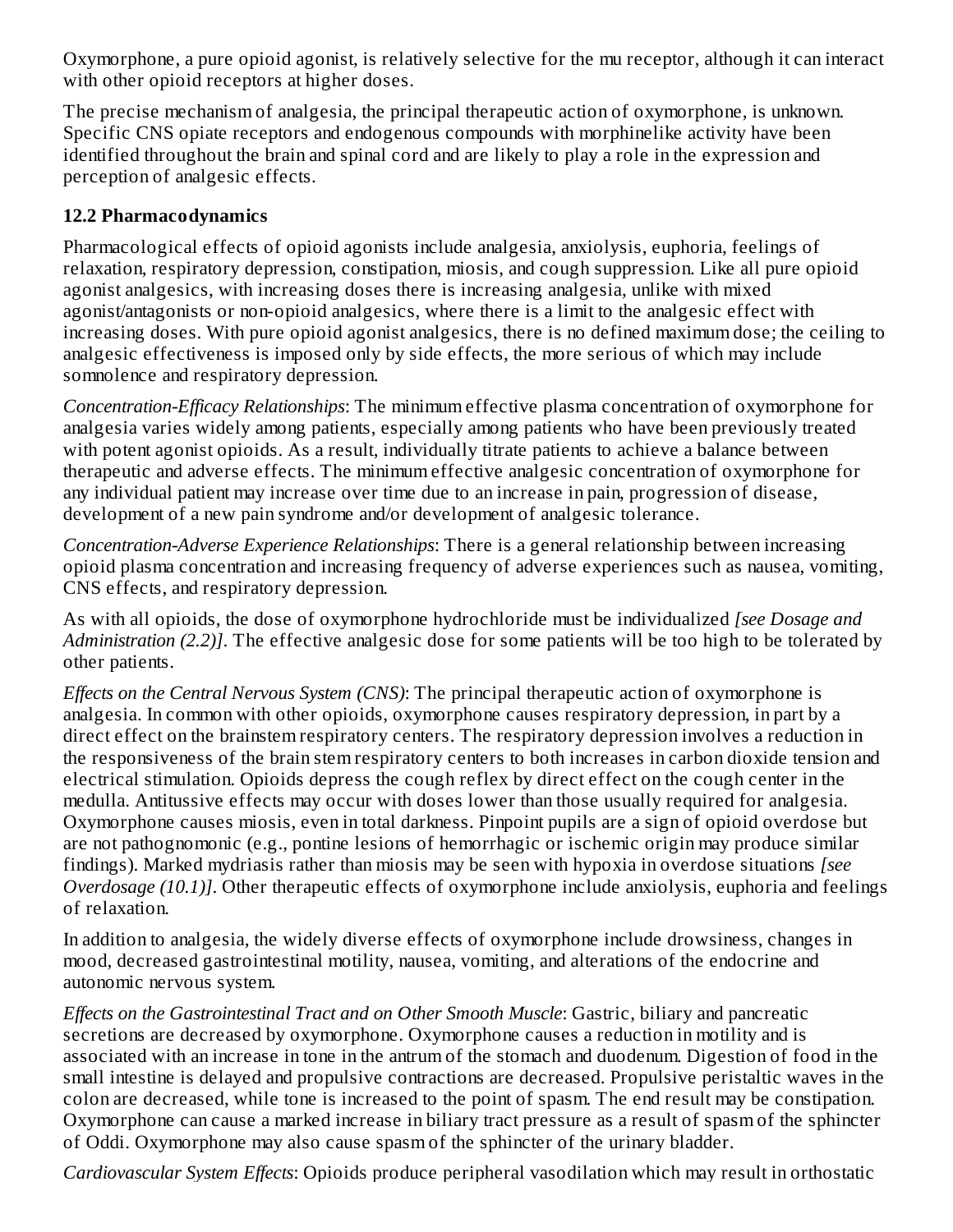Oxymorphone, a pure opioid agonist, is relatively selective for the mu receptor, although it can interact with other opioid receptors at higher doses.

The precise mechanism of analgesia, the principal therapeutic action of oxymorphone, is unknown. Specific CNS opiate receptors and endogenous compounds with morphinelike activity have been identified throughout the brain and spinal cord and are likely to play a role in the expression and perception of analgesic effects.

### 12.2 Pharmacodynamics

Pharmacological effects of opioid agonists include analgesia, anxiolysis, euphoria, feelings of relaxation, respiratory depression, constipation, miosis, and cough suppression. Like all pure opioid agonist analgesics, with increasing doses there is increasing analgesia, unlike with mixed agonist/antagonists or non-opioid analgesics, where there is a limit to the analgesic effect with increasing doses. With pure opioid agonist analgesics, there is no defined maximum dose; the ceiling to analgesic effectiveness is imposed only by side effects, the more serious of which may include somnolence and respiratory depression.

*Concentration-Efficacy Relationships*: The minimum effective plasma concentration of oxymorphone for analgesia varies widely among patients, especially among patients who have been previously treated with potent agonist opioids. As a result, individually titrate patients to achieve a balance between therapeutic and adverse effects. The minimum effective analgesic concentration of oxymorphone for any individual patient may increase over time due to an increase in pain, progression of disease, development of a new pain syndrome and/or development of analgesic tolerance.

*Concentration-Adverse Experience Relationships*: There is a general relationship between increasing opioid plasma concentration and increasing frequency of adverse experiences such as nausea, vomiting, CNS effects, and respiratory depression.

As with all opioids, the dose of oxymorphone hydrochloride must be individualized *[see Dosage and Administration (2.2)]*. The effective analgesic dose for some patients will be too high to be tolerated by other patients.

*Effects on the Central Nervous System (CNS)*: The principal therapeutic action of oxymorphone is analgesia. In common with other opioids, oxymorphone causes respiratory depression, in part by a direct effect on the brainstem respiratory centers. The respiratory depression involves a reduction in the responsiveness of the brain stem respiratory centers to both increases in carbon dioxide tension and electrical stimulation. Opioids depress the cough reflex by direct effect on the cough center in the medulla. Antitussive effects may occur with doses lower than those usually required for analgesia. Oxymorphone causes miosis, even in total darkness. Pinpoint pupils are a sign of opioid overdose but are not pathognomonic (e.g., pontine lesions of hemorrhagic or ischemic origin may produce similar findings). Marked mydriasis rather than miosis may be seen with hypoxia in overdose situations *[see Overdosage (10.1)]*. Other therapeutic effects of oxymorphone include anxiolysis, euphoria and feelings of relaxation.

In addition to analgesia, the widely diverse effects of oxymorphone include drowsiness, changes in mood, decreased gastrointestinal motility, nausea, vomiting, and alterations of the endocrine and autonomic nervous system.

*Effects on the Gastrointestinal Tract and on Other Smooth Muscle*: Gastric, biliary and pancreatic secretions are decreased by oxymorphone. Oxymorphone causes a reduction in motility and is associated with an increase in tone in the antrum of the stomach and duodenum. Digestion of food in the small intestine is delayed and propulsive contractions are decreased. Propulsive peristaltic waves in the colon are decreased, while tone is increased to the point of spasm. The end result may be constipation. Oxymorphone can cause a marked increase in biliary tract pressure as a result of spasm of the sphincter of Oddi. Oxymorphone may also cause spasm of the sphincter of the urinary bladder.

*Cardiovascular System Effects*: Opioids produce peripheral vasodilation which may result in orthostatic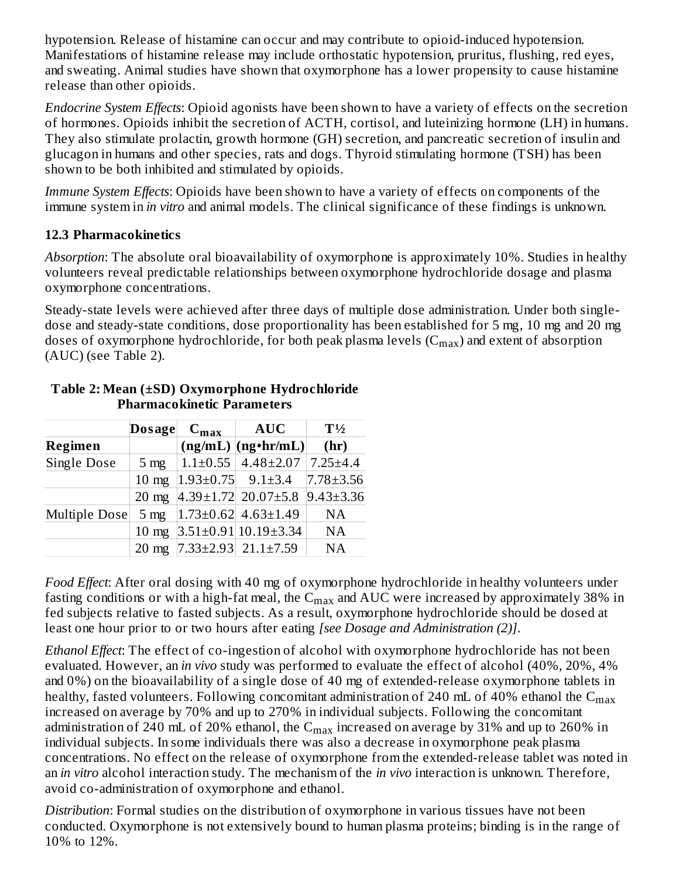hypotension. Release of histamine can occur and may contribute to opioid-induced hypotension. Manifestations of histamine release may include orthostatic hypotension, pruritus, flushing, red eyes, and sweating. Animal studies have shown that oxymorphone has a lower propensity to cause histamine release than other opioids.

*Endocrine System Effects*: Opioid agonists have been shown to have a variety of effects on the secretion of hormones. Opioids inhibit the secretion of ACTH, cortisol, and luteinizing hormone (LH) in humans. They also stimulate prolactin, growth hormone (GH) secretion, and pancreatic secretion of insulin and glucagon in humans and other species, rats and dogs. Thyroid stimulating hormone (TSH) has been shown to be both inhibited and stimulated by opioids.

*Immune System Effects*: Opioids have been shown to have a variety of effects on components of the immune system in *in vitro* and animal models. The clinical significance of these findings is unknown.

### 12.3 Pharmacokinetics

*Absorption*: The absolute oral bioavailability of oxymorphone is approximately 10%. Studies in healthy volunteers reveal predictable relationships between oxymorphone hydrochloride dosage and plasma oxymorphone concentrations.

Steady-state levels were achieved after three days of multiple dose administration. Under both single-dose and steady-state conditions, dose proportionality has been established for 5 mg, 10 mg and 20 mg doses of oxymorphone hydrochloride, for both peak plasma levels ($C_{max}$) and extent of absorption (AUC) (see Table 2).

**Table 2: Mean (±SD) Oxymorphone Hydrochloride Pharmacokinetic Parameters**

| Regimen | Dosage | $C_{max}$ (ng/mL) | AUC (ng•hr/mL) | T½ (hr) |
|---|---|---|---|---|
| Single Dose | 5 mg | 1.1±0.55 | 4.48±2.07 | 7.25±4.4 |
| | 10 mg | 1.93±0.75 | 9.1±3.4 | 7.78±3.56 |
| | 20 mg | 4.39±1.72 | 20.07±5.8 | 9.43±3.36 |
| Multiple Dose | 5 mg | 1.73±0.62 | 4.63±1.49 | NA |
| | 10 mg | 3.51±0.91 | 10.19±3.34 | NA |
| | 20 mg | 7.33±2.93 | 21.1±7.59 | NA |

*Food Effect*: After oral dosing with 40 mg of oxymorphone hydrochloride in healthy volunteers under fasting conditions or with a high-fat meal, the $C_{max}$ and AUC were increased by approximately 38% in fed subjects relative to fasted subjects. As a result, oxymorphone hydrochloride should be dosed at least one hour prior to or two hours after eating *[see Dosage and Administration (2)]*.

*Ethanol Effect*: The effect of co-ingestion of alcohol with oxymorphone hydrochloride has not been evaluated. However, an *in vivo* study was performed to evaluate the effect of alcohol (40%, 20%, 4% and 0%) on the bioavailability of a single dose of 40 mg of extended-release oxymorphone tablets in healthy, fasted volunteers. Following concomitant administration of 240 mL of 40% ethanol the $C_{max}$ increased on average by 70% and up to 270% in individual subjects. Following the concomitant administration of 240 mL of 20% ethanol, the $C_{max}$ increased on average by 31% and up to 260% in individual subjects. In some individuals there was also a decrease in oxymorphone peak plasma concentrations. No effect on the release of oxymorphone from the extended-release tablet was noted in an *in vitro* alcohol interaction study. The mechanism of the *in vivo* interaction is unknown. Therefore, avoid co-administration of oxymorphone and ethanol.

*Distribution*: Formal studies on the distribution of oxymorphone in various tissues have not been conducted. Oxymorphone is not extensively bound to human plasma proteins; binding is in the range of 10% to 12%.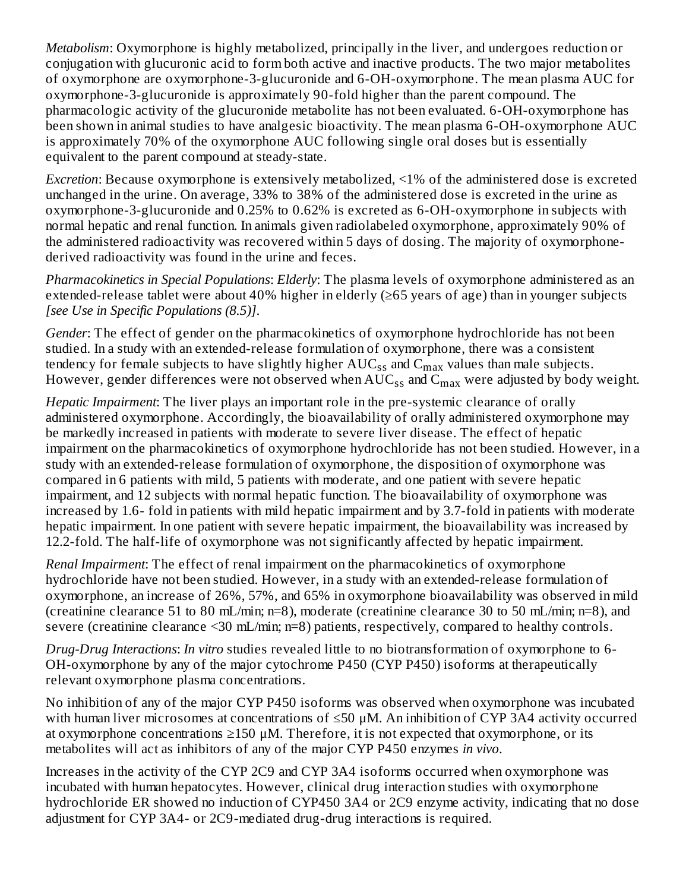*Metabolism*: Oxymorphone is highly metabolized, principally in the liver, and undergoes reduction or conjugation with glucuronic acid to form both active and inactive products. The two major metabolites of oxymorphone are oxymorphone-3-glucuronide and 6-OH-oxymorphone. The mean plasma AUC for oxymorphone-3-glucuronide is approximately 90-fold higher than the parent compound. The pharmacologic activity of the glucuronide metabolite has not been evaluated. 6-OH-oxymorphone has been shown in animal studies to have analgesic bioactivity. The mean plasma 6-OH-oxymorphone AUC is approximately 70% of the oxymorphone AUC following single oral doses but is essentially equivalent to the parent compound at steady-state.

*Excretion*: Because oxymorphone is extensively metabolized, <1% of the administered dose is excreted unchanged in the urine. On average, 33% to 38% of the administered dose is excreted in the urine as oxymorphone-3-glucuronide and 0.25% to 0.62% is excreted as 6-OH-oxymorphone in subjects with normal hepatic and renal function. In animals given radiolabeled oxymorphone, approximately 90% of the administered radioactivity was recovered within 5 days of dosing. The majority of oxymorphone-derived radioactivity was found in the urine and feces.

*Pharmacokinetics in Special Populations*: *Elderly*: The plasma levels of oxymorphone administered as an extended-release tablet were about 40% higher in elderly (≥65 years of age) than in younger subjects *[see Use in Specific Populations (8.5)]*.

*Gender*: The effect of gender on the pharmacokinetics of oxymorphone hydrochloride has not been studied. In a study with an extended-release formulation of oxymorphone, there was a consistent tendency for female subjects to have slightly higher $AUC_{ss}$ and $C_{max}$ values than male subjects. However, gender differences were not observed when $AUC_{ss}$ and $C_{max}$ were adjusted by body weight.

*Hepatic Impairment*: The liver plays an important role in the pre-systemic clearance of orally administered oxymorphone. Accordingly, the bioavailability of orally administered oxymorphone may be markedly increased in patients with moderate to severe liver disease. The effect of hepatic impairment on the pharmacokinetics of oxymorphone hydrochloride has not been studied. However, in a study with an extended-release formulation of oxymorphone, the disposition of oxymorphone was compared in 6 patients with mild, 5 patients with moderate, and one patient with severe hepatic impairment, and 12 subjects with normal hepatic function. The bioavailability of oxymorphone was increased by 1.6- fold in patients with mild hepatic impairment and by 3.7-fold in patients with moderate hepatic impairment. In one patient with severe hepatic impairment, the bioavailability was increased by 12.2-fold. The half-life of oxymorphone was not significantly affected by hepatic impairment.

*Renal Impairment*: The effect of renal impairment on the pharmacokinetics of oxymorphone hydrochloride have not been studied. However, in a study with an extended-release formulation of oxymorphone, an increase of 26%, 57%, and 65% in oxymorphone bioavailability was observed in mild (creatinine clearance 51 to 80 mL/min; n=8), moderate (creatinine clearance 30 to 50 mL/min; n=8), and severe (creatinine clearance <30 mL/min; n=8) patients, respectively, compared to healthy controls.

*Drug-Drug Interactions*: *In vitro* studies revealed little to no biotransformation of oxymorphone to 6-OH-oxymorphone by any of the major cytochrome P450 (CYP P450) isoforms at therapeutically relevant oxymorphone plasma concentrations.

No inhibition of any of the major CYP P450 isoforms was observed when oxymorphone was incubated with human liver microsomes at concentrations of ≤50 μM. An inhibition of CYP 3A4 activity occurred at oxymorphone concentrations ≥150 μM. Therefore, it is not expected that oxymorphone, or its metabolites will act as inhibitors of any of the major CYP P450 enzymes *in vivo*.

Increases in the activity of the CYP 2C9 and CYP 3A4 isoforms occurred when oxymorphone was incubated with human hepatocytes. However, clinical drug interaction studies with oxymorphone hydrochloride ER showed no induction of CYP450 3A4 or 2C9 enzyme activity, indicating that no dose adjustment for CYP 3A4- or 2C9-mediated drug-drug interactions is required.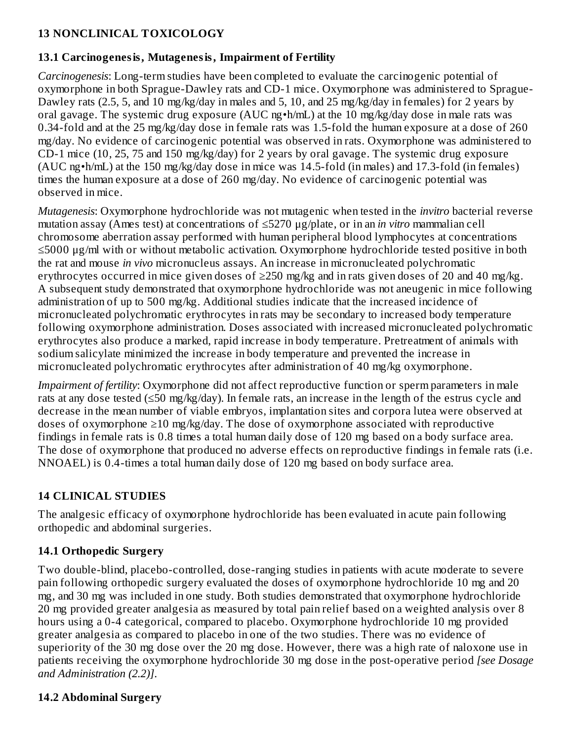## 13 NONCLINICAL TOXICOLOGY

### 13.1 Carcinogenesis, Mutagenesis, Impairment of Fertility

*Carcinogenesis*: Long-term studies have been completed to evaluate the carcinogenic potential of oxymorphone in both Sprague-Dawley rats and CD-1 mice. Oxymorphone was administered to Sprague-Dawley rats (2.5, 5, and 10 mg/kg/day in males and 5, 10, and 25 mg/kg/day in females) for 2 years by oral gavage. The systemic drug exposure (AUC ng•h/mL) at the 10 mg/kg/day dose in male rats was 0.34-fold and at the 25 mg/kg/day dose in female rats was 1.5-fold the human exposure at a dose of 260 mg/day. No evidence of carcinogenic potential was observed in rats. Oxymorphone was administered to CD-1 mice (10, 25, 75 and 150 mg/kg/day) for 2 years by oral gavage. The systemic drug exposure (AUC ng•h/mL) at the 150 mg/kg/day dose in mice was 14.5-fold (in males) and 17.3-fold (in females) times the human exposure at a dose of 260 mg/day. No evidence of carcinogenic potential was observed in mice.

*Mutagenesis*: Oxymorphone hydrochloride was not mutagenic when tested in the *invitro* bacterial reverse mutation assay (Ames test) at concentrations of ≤5270 µg/plate, or in an *in vitro* mammalian cell chromosome aberration assay performed with human peripheral blood lymphocytes at concentrations ≤5000 µg/ml with or without metabolic activation. Oxymorphone hydrochloride tested positive in both the rat and mouse *in vivo* micronucleus assays. An increase in micronucleated polychromatic erythrocytes occurred in mice given doses of ≥250 mg/kg and in rats given doses of 20 and 40 mg/kg. A subsequent study demonstrated that oxymorphone hydrochloride was not aneugenic in mice following administration of up to 500 mg/kg. Additional studies indicate that the increased incidence of micronucleated polychromatic erythrocytes in rats may be secondary to increased body temperature following oxymorphone administration. Doses associated with increased micronucleated polychromatic erythrocytes also produce a marked, rapid increase in body temperature. Pretreatment of animals with sodium salicylate minimized the increase in body temperature and prevented the increase in micronucleated polychromatic erythrocytes after administration of 40 mg/kg oxymorphone.

*Impairment of fertility*: Oxymorphone did not affect reproductive function or sperm parameters in male rats at any dose tested (≤50 mg/kg/day). In female rats, an increase in the length of the estrus cycle and decrease in the mean number of viable embryos, implantation sites and corpora lutea were observed at doses of oxymorphone ≥10 mg/kg/day. The dose of oxymorphone associated with reproductive findings in female rats is 0.8 times a total human daily dose of 120 mg based on a body surface area. The dose of oxymorphone that produced no adverse effects on reproductive findings in female rats (i.e. NNOAEL) is 0.4-times a total human daily dose of 120 mg based on body surface area.

## 14 CLINICAL STUDIES

The analgesic efficacy of oxymorphone hydrochloride has been evaluated in acute pain following orthopedic and abdominal surgeries.

### 14.1 Orthopedic Surgery

Two double-blind, placebo-controlled, dose-ranging studies in patients with acute moderate to severe pain following orthopedic surgery evaluated the doses of oxymorphone hydrochloride 10 mg and 20 mg, and 30 mg was included in one study. Both studies demonstrated that oxymorphone hydrochloride 20 mg provided greater analgesia as measured by total pain relief based on a weighted analysis over 8 hours using a 0-4 categorical, compared to placebo. Oxymorphone hydrochloride 10 mg provided greater analgesia as compared to placebo in one of the two studies. There was no evidence of superiority of the 30 mg dose over the 20 mg dose. However, there was a high rate of naloxone use in patients receiving the oxymorphone hydrochloride 30 mg dose in the post-operative period *[see Dosage and Administration (2.2)]*.

### 14.2 Abdominal Surgery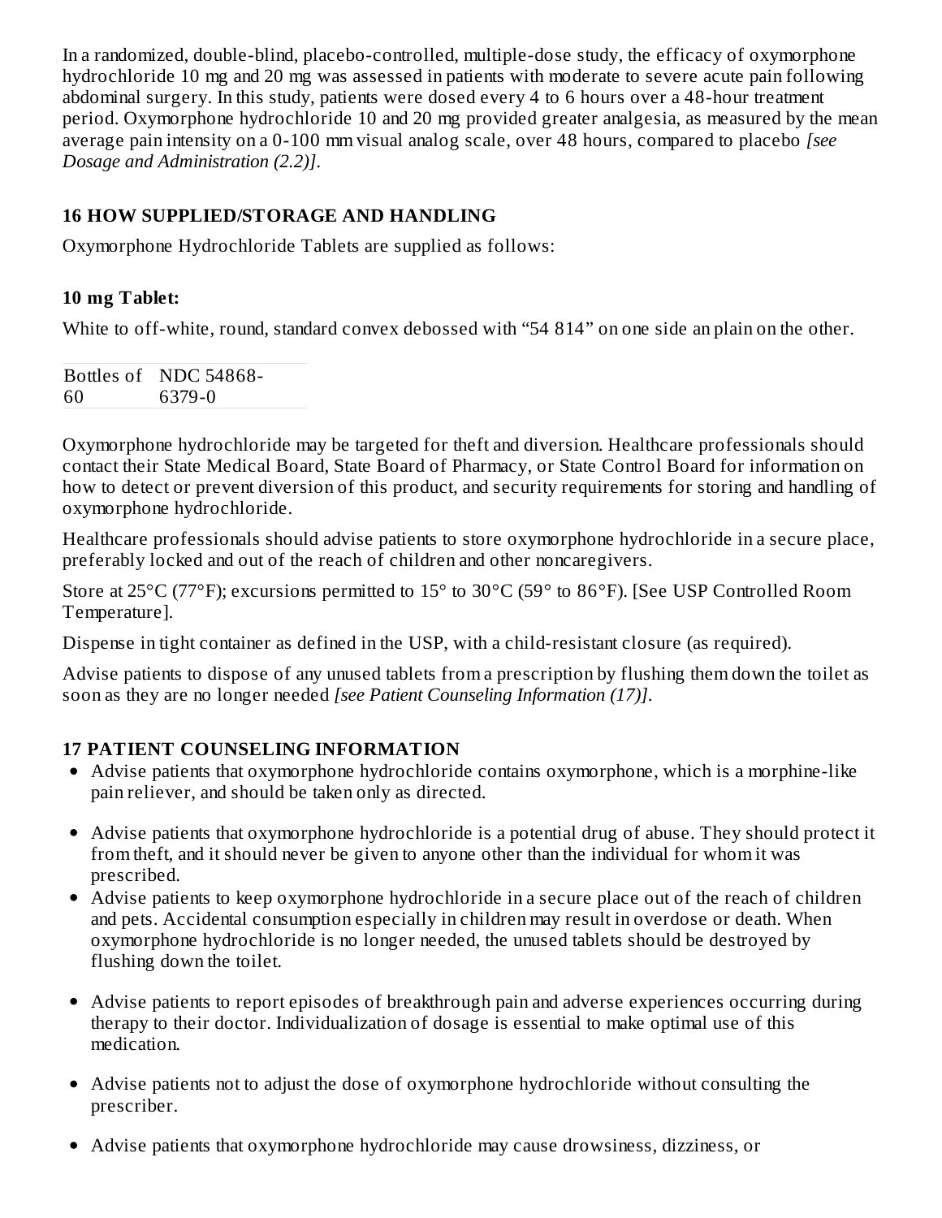In a randomized, double-blind, placebo-controlled, multiple-dose study, the efficacy of oxymorphone hydrochloride 10 mg and 20 mg was assessed in patients with moderate to severe acute pain following abdominal surgery. In this study, patients were dosed every 4 to 6 hours over a 48-hour treatment period. Oxymorphone hydrochloride 10 and 20 mg provided greater analgesia, as measured by the mean average pain intensity on a 0-100 mm visual analog scale, over 48 hours, compared to placebo *[see Dosage and Administration (2.2)]*.

## 16 HOW SUPPLIED/STORAGE AND HANDLING

Oxymorphone Hydrochloride Tablets are supplied as follows:

### 10 mg Tablet:

White to off-white, round, standard convex debossed with “54 814” on one side an plain on the other.

| Bottles of 60 | NDC 54868-6379-0 |
|---|---|

Oxymorphone hydrochloride may be targeted for theft and diversion. Healthcare professionals should contact their State Medical Board, State Board of Pharmacy, or State Control Board for information on how to detect or prevent diversion of this product, and security requirements for storing and handling of oxymorphone hydrochloride.

Healthcare professionals should advise patients to store oxymorphone hydrochloride in a secure place, preferably locked and out of the reach of children and other noncaregivers.

Store at 25°C (77°F); excursions permitted to 15° to 30°C (59° to 86°F). [See USP Controlled Room Temperature].

Dispense in tight container as defined in the USP, with a child-resistant closure (as required).

Advise patients to dispose of any unused tablets from a prescription by flushing them down the toilet as soon as they are no longer needed *[see Patient Counseling Information (17)]*.

## 17 PATIENT COUNSELING INFORMATION

- Advise patients that oxymorphone hydrochloride contains oxymorphone, which is a morphine-like pain reliever, and should be taken only as directed.
- Advise patients that oxymorphone hydrochloride is a potential drug of abuse. They should protect it from theft, and it should never be given to anyone other than the individual for whom it was prescribed.
- Advise patients to keep oxymorphone hydrochloride in a secure place out of the reach of children and pets. Accidental consumption especially in children may result in overdose or death. When oxymorphone hydrochloride is no longer needed, the unused tablets should be destroyed by flushing down the toilet.
- Advise patients to report episodes of breakthrough pain and adverse experiences occurring during therapy to their doctor. Individualization of dosage is essential to make optimal use of this medication.
- Advise patients not to adjust the dose of oxymorphone hydrochloride without consulting the prescriber.
- Advise patients that oxymorphone hydrochloride may cause drowsiness, dizziness, or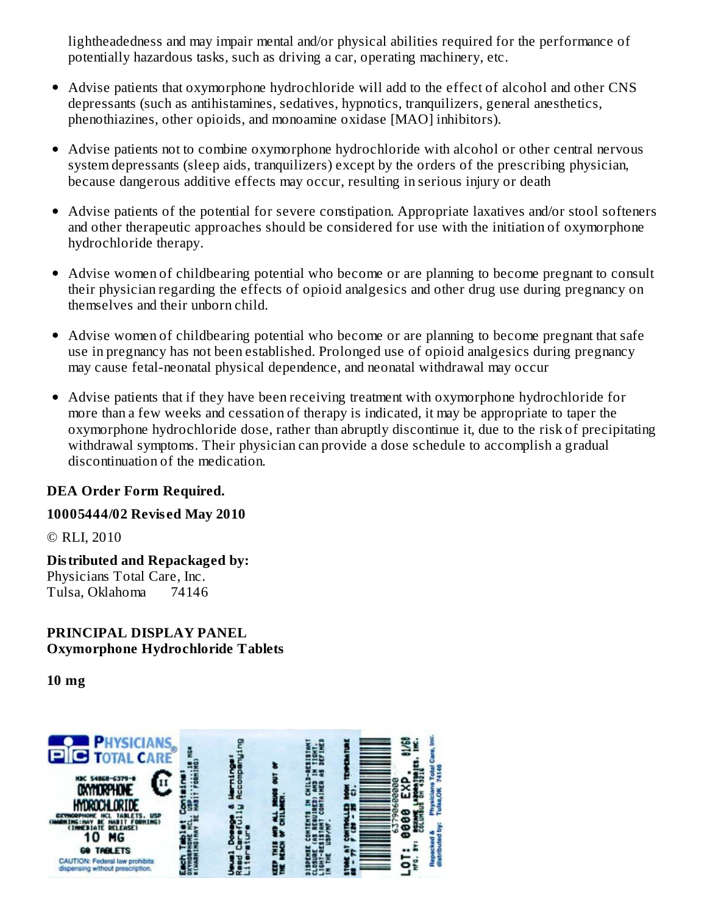lightheadedness and may impair mental and/or physical abilities required for the performance of potentially hazardous tasks, such as driving a car, operating machinery, etc.

- Advise patients that oxymorphone hydrochloride will add to the effect of alcohol and other CNS depressants (such as antihistamines, sedatives, hypnotics, tranquilizers, general anesthetics, phenothiazines, other opioids, and monoamine oxidase [MAO] inhibitors).
- Advise patients not to combine oxymorphone hydrochloride with alcohol or other central nervous system depressants (sleep aids, tranquilizers) except by the orders of the prescribing physician, because dangerous additive effects may occur, resulting in serious injury or death
- Advise patients of the potential for severe constipation. Appropriate laxatives and/or stool softeners and other therapeutic approaches should be considered for use with the initiation of oxymorphone hydrochloride therapy.
- Advise women of childbearing potential who become or are planning to become pregnant to consult their physician regarding the effects of opioid analgesics and other drug use during pregnancy on themselves and their unborn child.
- Advise women of childbearing potential who become or are planning to become pregnant that safe use in pregnancy has not been established. Prolonged use of opioid analgesics during pregnancy may cause fetal-neonatal physical dependence, and neonatal withdrawal may occur
- Advise patients that if they have been receiving treatment with oxymorphone hydrochloride for more than a few weeks and cessation of therapy is indicated, it may be appropriate to taper the oxymorphone hydrochloride dose, rather than abruptly discontinue it, due to the risk of precipitating withdrawal symptoms. Their physician can provide a dose schedule to accomplish a gradual discontinuation of the medication.

**DEA Order Form Required.**

**10005444/02 Revised May 2010**

© RLI, 2010

**Distributed and Repackaged by:**
Physicians Total Care, Inc.
Tulsa, Oklahoma 74146

**PRINCIPAL DISPLAY PANEL**
**Oxymorphone Hydrochloride Tablets**

**10 mg**

PHYSICIANS TOTAL CARE

NDC 54868-6379-0
OXYMORPHONE HYDROCHLORIDE
OXYMORPHONE HCL TABLETS, USP
(WARNING: MAY BE HABIT FORMING)
(IMMEDIATE RELEASE)
10 MG
60 TABLETS
CAUTION: Federal law prohibits dispensing without prescription.

CII

Each Tablet Contains: OXYMORPHONE HCL, USP.......10 MG* *(WARNING: MAY BE HABIT FORMING)

Usual Dosage & Warnings: Read Carefully Accompanying Literature

KEEP THIS AND ALL DRUGS OUT OF THE REACH OF CHILDREN.

DISPENSE CONTENTS IN CHILD-RESISTANT CLOSURE (AS REQUIRED) AND IN TIGHT, LIGHT-RESISTANT CONTAINER AS DEFINED IN THE USP/NF.

STORE AT CONTROLLED ROOM TEMPERATURE 68 - 77 F (20 - 25 C).

LOT: 0000 EXP. 01/00

MFG. BY: ROXANE LABORATORIES, INC. COLUMBUS OH 43216

Repacked & distributed by: Physicians Total Care, Inc. Tulsa, OK 74146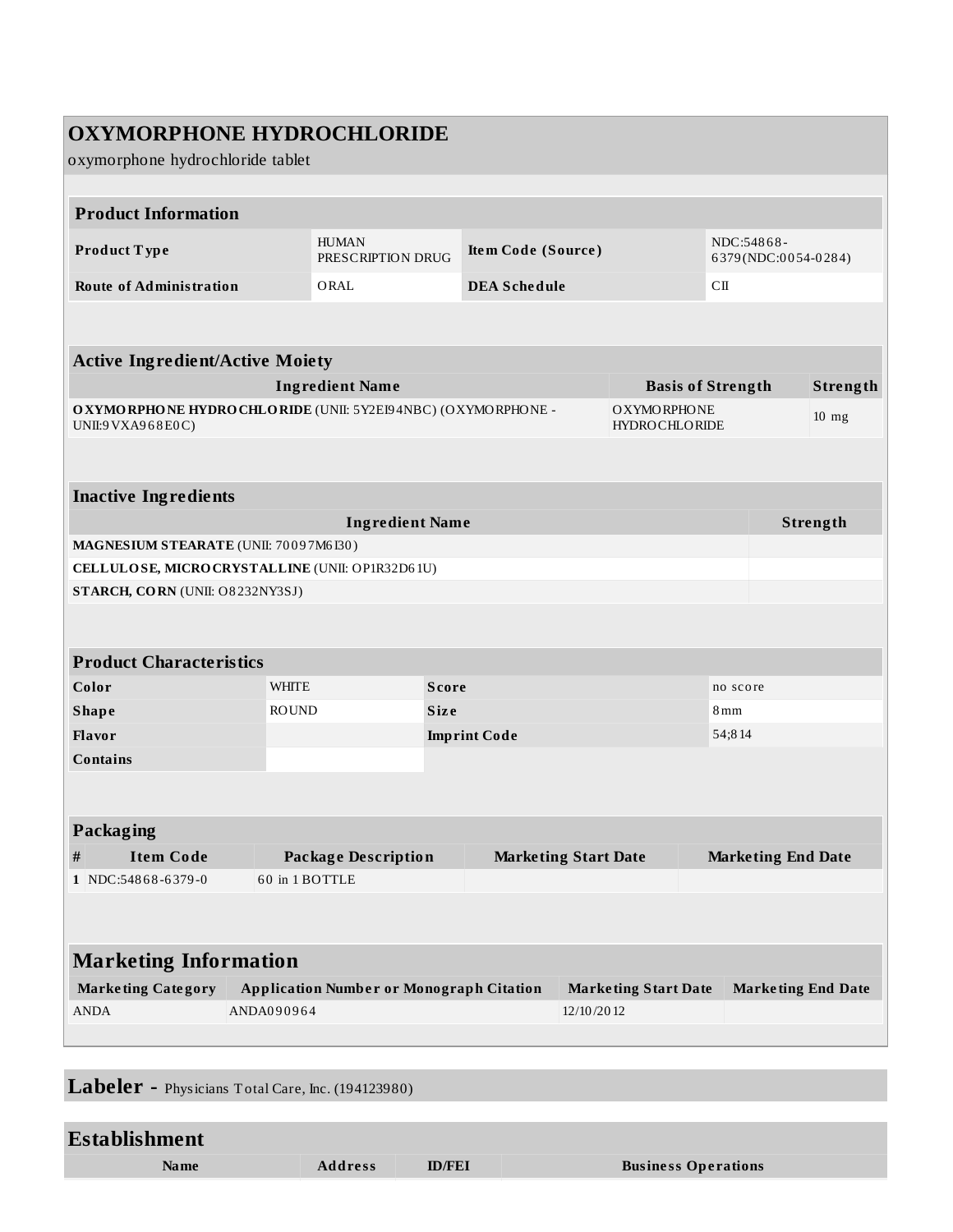# OXYMORPHONE HYDROCHLORIDE

oxymorphone hydrochloride tablet

| Product Information | | | |
|---|---|---|---|
| **Product Type** | HUMAN PRESCRIPTION DRUG | **Item Code (Source)** | NDC:54868-6379(NDC:0054-0284) |
| **Route of Administration** | ORAL | **DEA Schedule** | CII |

| Active Ingredient/Active Moiety | | |
|---|---|---|
| **Ingredient Name** | **Basis of Strength** | **Strength** |
| **OXYMORPHONE HYDROCHLORIDE** (UNII: 5Y2EI94NBC) (OXYMORPHONE - UNII:9VXA968E0C) | OXYMORPHONE HYDROCHLORIDE | 10 mg |

| Inactive Ingredients | |
|---|---|
| **Ingredient Name** | **Strength** |
| **MAGNESIUM STEARATE** (UNII: 70097M6I30) | |
| **CELLULOSE, MICROCRYSTALLINE** (UNII: OP1R32D61U) | |
| **STARCH, CORN** (UNII: O8232NY3SJ) | |

| Product Characteristics | | | |
|---|---|---|---|
| **Color** | WHITE | **Score** | no score |
| **Shape** | ROUND | **Size** | 8mm |
| **Flavor** | | **Imprint Code** | 54;814 |
| **Contains** | | | |

| Packaging | | | | |
|---|---|---|---|---|
| **#** | **Item Code** | **Package Description** | **Marketing Start Date** | **Marketing End Date** |
| 1 | NDC:54868-6379-0 | 60 in 1 BOTTLE | | |

| Marketing Information | | | |
|---|---|---|---|
| **Marketing Category** | **Application Number or Monograph Citation** | **Marketing Start Date** | **Marketing End Date** |
| ANDA | ANDA090964 | 12/10/2012 | |

## Labeler - Physicians Total Care, Inc. (194123980)

| Establishment | | | |
|---|---|---|---|
| **Name** | **Address** | **ID/FEI** | **Business Operations** |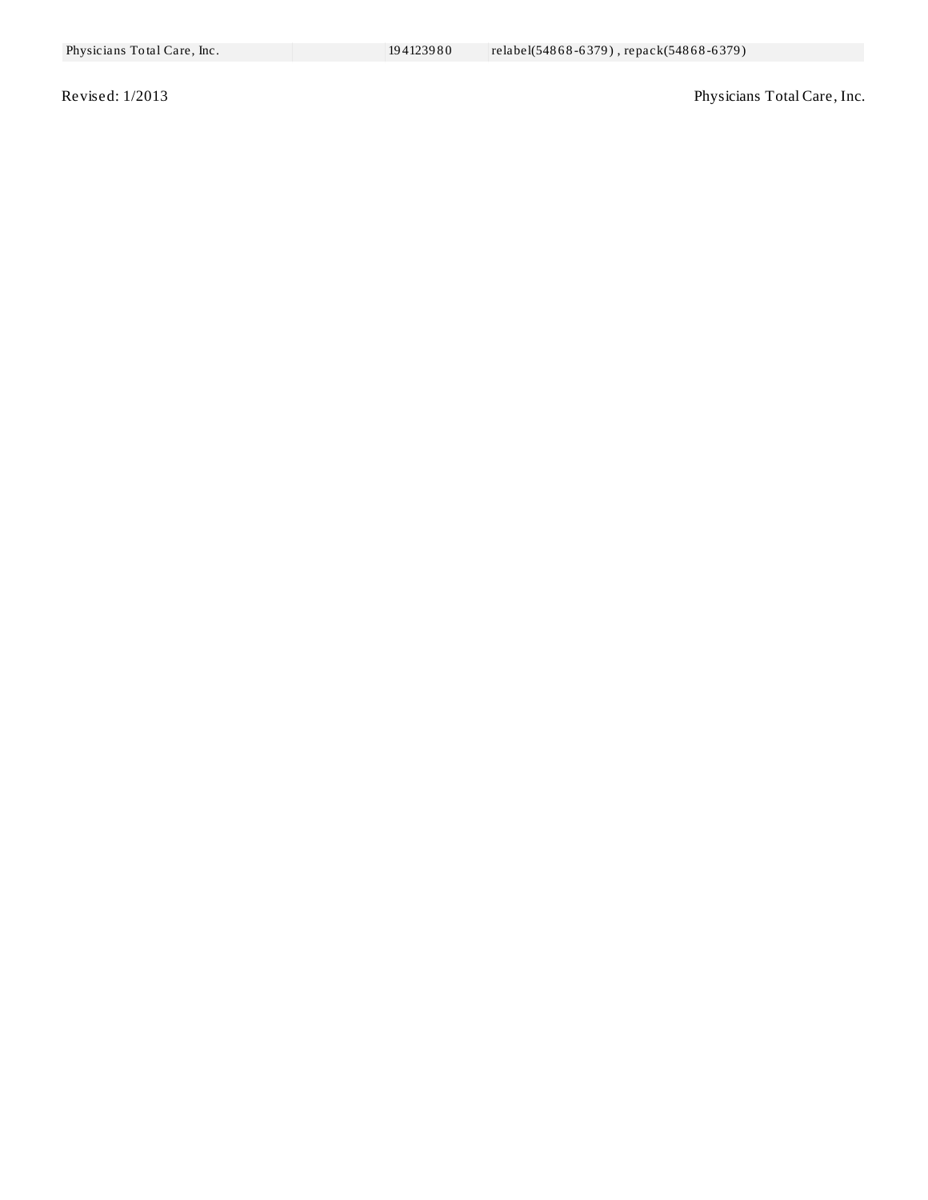| | | | |
|---|---|---|---|
| Physicians Total Care, Inc. | | 194123980 | relabel(54868-6379) , repack(54868-6379) |

Revised: 1/2013

Physicians Total Care, Inc.